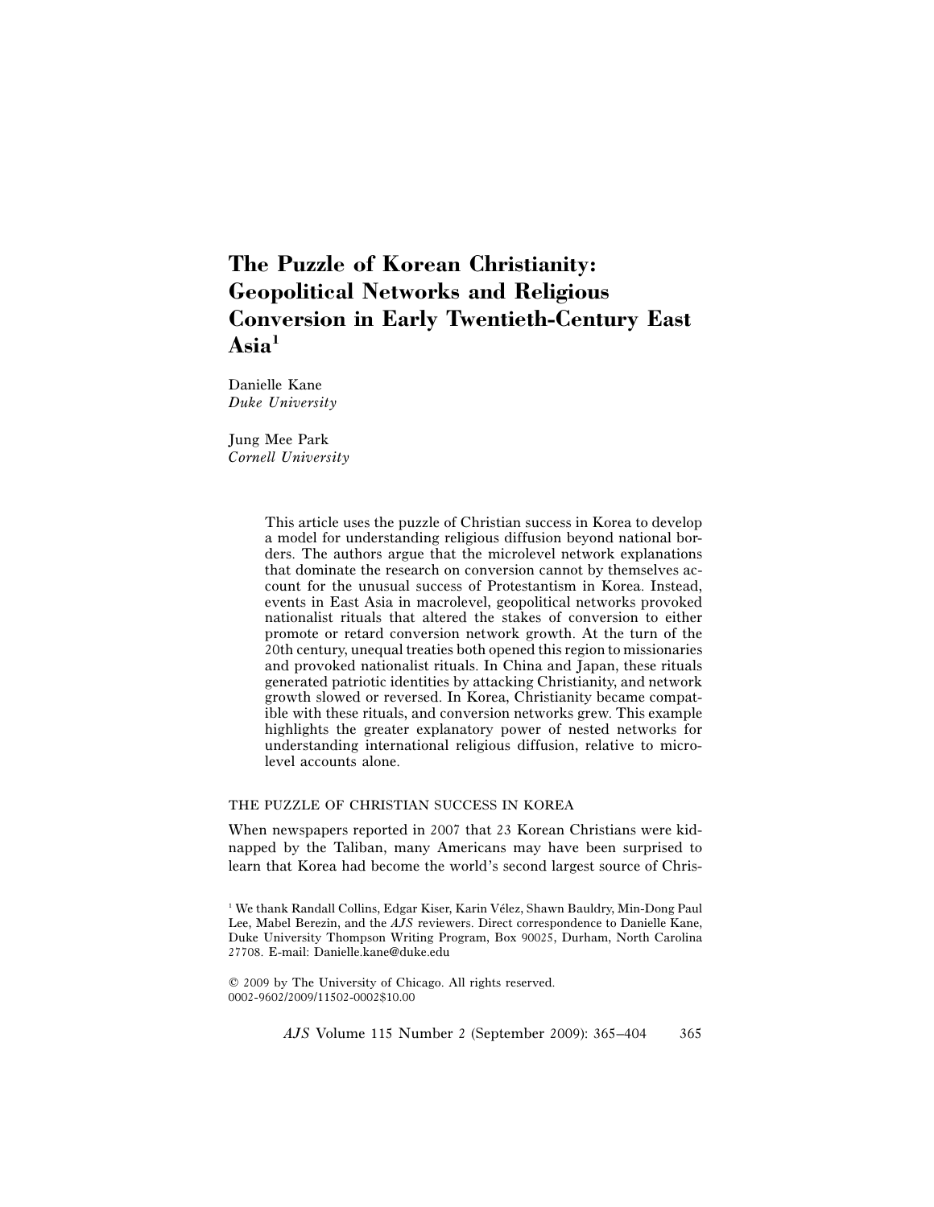# The Puzzle of Korean Christianity: Geopolitical Networks and Religious Conversion in Early Twentieth-Century East Asia[1]

Danielle Kane
*Duke University*

Jung Mee Park
*Cornell University*

This article uses the puzzle of Christian success in Korea to develop a model for understanding religious diffusion beyond national borders. The authors argue that the microlevel network explanations that dominate the research on conversion cannot by themselves account for the unusual success of Protestantism in Korea. Instead, events in East Asia in macrolevel, geopolitical networks provoked nationalist rituals that altered the stakes of conversion to either promote or retard conversion network growth. At the turn of the 20th century, unequal treaties both opened this region to missionaries and provoked nationalist rituals. In China and Japan, these rituals generated patriotic identities by attacking Christianity, and network growth slowed or reversed. In Korea, Christianity became compatible with these rituals, and conversion networks grew. This example highlights the greater explanatory power of nested networks for understanding international religious diffusion, relative to microlevel accounts alone.

## THE PUZZLE OF CHRISTIAN SUCCESS IN KOREA

When newspapers reported in 2007 that 23 Korean Christians were kidnapped by the Taliban, many Americans may have been surprised to learn that Korea had become the world's second largest source of Chris-

[1] We thank Randall Collins, Edgar Kiser, Karin Vélez, Shawn Bauldry, Min-Dong Paul Lee, Mabel Berezin, and the *AJS* reviewers. Direct correspondence to Danielle Kane, Duke University Thompson Writing Program, Box 90025, Durham, North Carolina 27708. E-mail: Danielle.kane@duke.edu

© 2009 by The University of Chicago. All rights reserved.
0002-9602/2009/11502-0002$10.00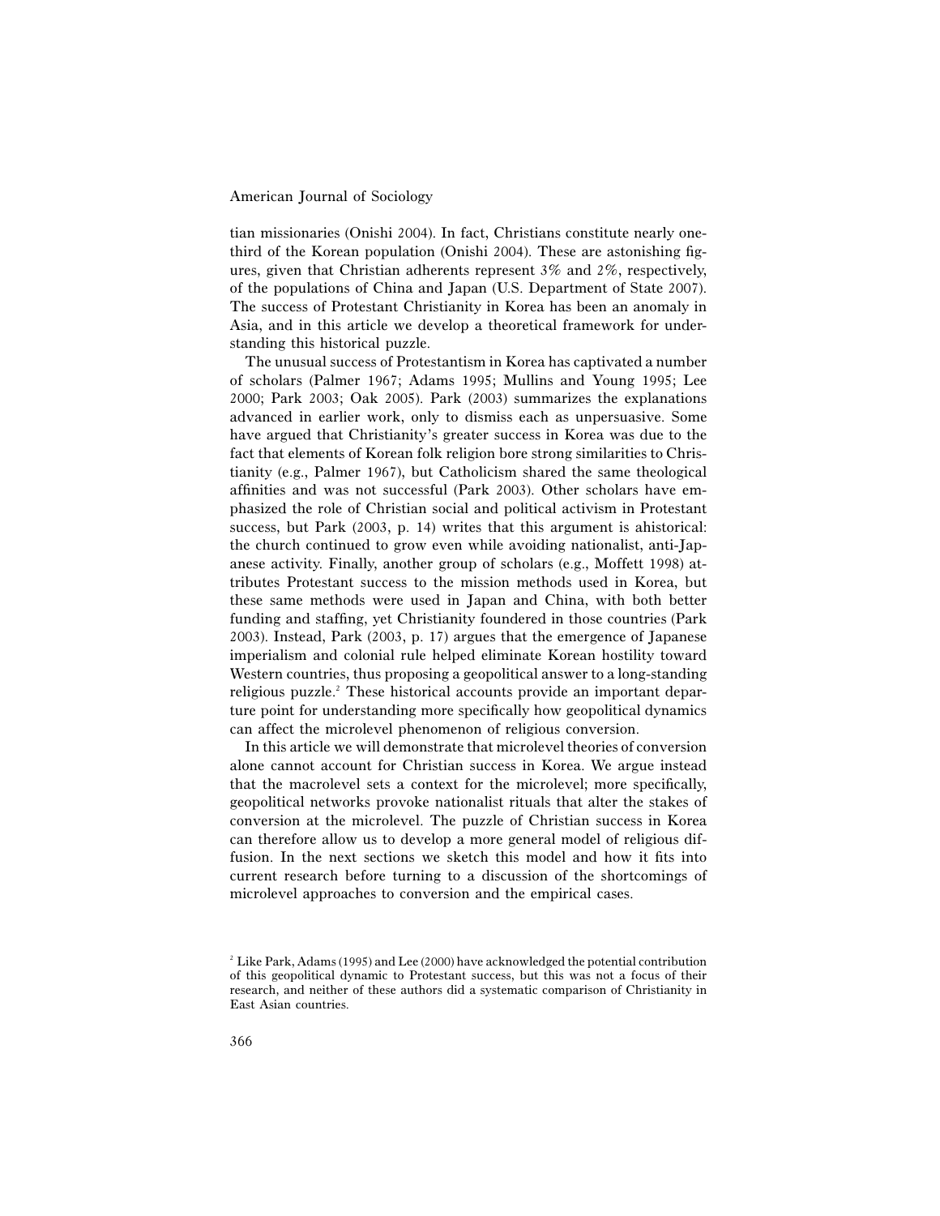tian missionaries (Onishi 2004). In fact, Christians constitute nearly one-third of the Korean population (Onishi 2004). These are astonishing figures, given that Christian adherents represent 3% and 2%, respectively, of the populations of China and Japan (U.S. Department of State 2007). The success of Protestant Christianity in Korea has been an anomaly in Asia, and in this article we develop a theoretical framework for understanding this historical puzzle.

The unusual success of Protestantism in Korea has captivated a number of scholars (Palmer 1967; Adams 1995; Mullins and Young 1995; Lee 2000; Park 2003; Oak 2005). Park (2003) summarizes the explanations advanced in earlier work, only to dismiss each as unpersuasive. Some have argued that Christianity's greater success in Korea was due to the fact that elements of Korean folk religion bore strong similarities to Christianity (e.g., Palmer 1967), but Catholicism shared the same theological affinities and was not successful (Park 2003). Other scholars have emphasized the role of Christian social and political activism in Protestant success, but Park (2003, p. 14) writes that this argument is ahistorical: the church continued to grow even while avoiding nationalist, anti-Japanese activity. Finally, another group of scholars (e.g., Moffett 1998) attributes Protestant success to the mission methods used in Korea, but these same methods were used in Japan and China, with both better funding and staffing, yet Christianity foundered in those countries (Park 2003). Instead, Park (2003, p. 17) argues that the emergence of Japanese imperialism and colonial rule helped eliminate Korean hostility toward Western countries, thus proposing a geopolitical answer to a long-standing religious puzzle.[2] These historical accounts provide an important departure point for understanding more specifically how geopolitical dynamics can affect the microlevel phenomenon of religious conversion.

In this article we will demonstrate that microlevel theories of conversion alone cannot account for Christian success in Korea. We argue instead that the macrolevel sets a context for the microlevel; more specifically, geopolitical networks provoke nationalist rituals that alter the stakes of conversion at the microlevel. The puzzle of Christian success in Korea can therefore allow us to develop a more general model of religious diffusion. In the next sections we sketch this model and how it fits into current research before turning to a discussion of the shortcomings of microlevel approaches to conversion and the empirical cases.

[2] Like Park, Adams (1995) and Lee (2000) have acknowledged the potential contribution of this geopolitical dynamic to Protestant success, but this was not a focus of their research, and neither of these authors did a systematic comparison of Christianity in East Asian countries.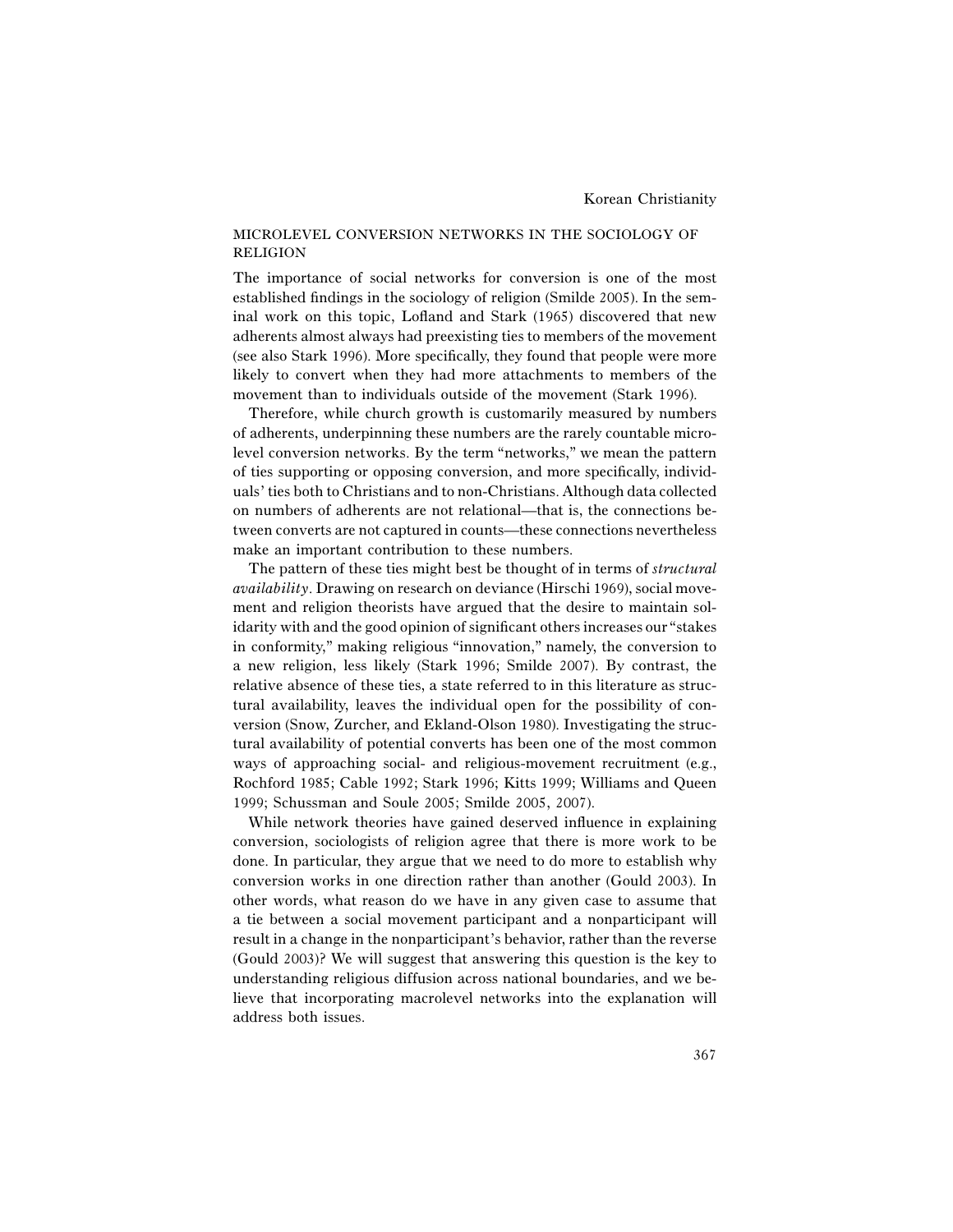## MICROLEVEL CONVERSION NETWORKS IN THE SOCIOLOGY OF RELIGION

The importance of social networks for conversion is one of the most established findings in the sociology of religion (Smilde 2005). In the seminal work on this topic, Lofland and Stark (1965) discovered that new adherents almost always had preexisting ties to members of the movement (see also Stark 1996). More specifically, they found that people were more likely to convert when they had more attachments to members of the movement than to individuals outside of the movement (Stark 1996).

Therefore, while church growth is customarily measured by numbers of adherents, underpinning these numbers are the rarely countable microlevel conversion networks. By the term "networks," we mean the pattern of ties supporting or opposing conversion, and more specifically, individuals' ties both to Christians and to non-Christians. Although data collected on numbers of adherents are not relational—that is, the connections between converts are not captured in counts—these connections nevertheless make an important contribution to these numbers.

The pattern of these ties might best be thought of in terms of *structural availability*. Drawing on research on deviance (Hirschi 1969), social movement and religion theorists have argued that the desire to maintain solidarity with and the good opinion of significant others increases our "stakes in conformity," making religious "innovation," namely, the conversion to a new religion, less likely (Stark 1996; Smilde 2007). By contrast, the relative absence of these ties, a state referred to in this literature as structural availability, leaves the individual open for the possibility of conversion (Snow, Zurcher, and Ekland-Olson 1980). Investigating the structural availability of potential converts has been one of the most common ways of approaching social- and religious-movement recruitment (e.g., Rochford 1985; Cable 1992; Stark 1996; Kitts 1999; Williams and Queen 1999; Schussman and Soule 2005; Smilde 2005, 2007).

While network theories have gained deserved influence in explaining conversion, sociologists of religion agree that there is more work to be done. In particular, they argue that we need to do more to establish why conversion works in one direction rather than another (Gould 2003). In other words, what reason do we have in any given case to assume that a tie between a social movement participant and a nonparticipant will result in a change in the nonparticipant's behavior, rather than the reverse (Gould 2003)? We will suggest that answering this question is the key to understanding religious diffusion across national boundaries, and we believe that incorporating macrolevel networks into the explanation will address both issues.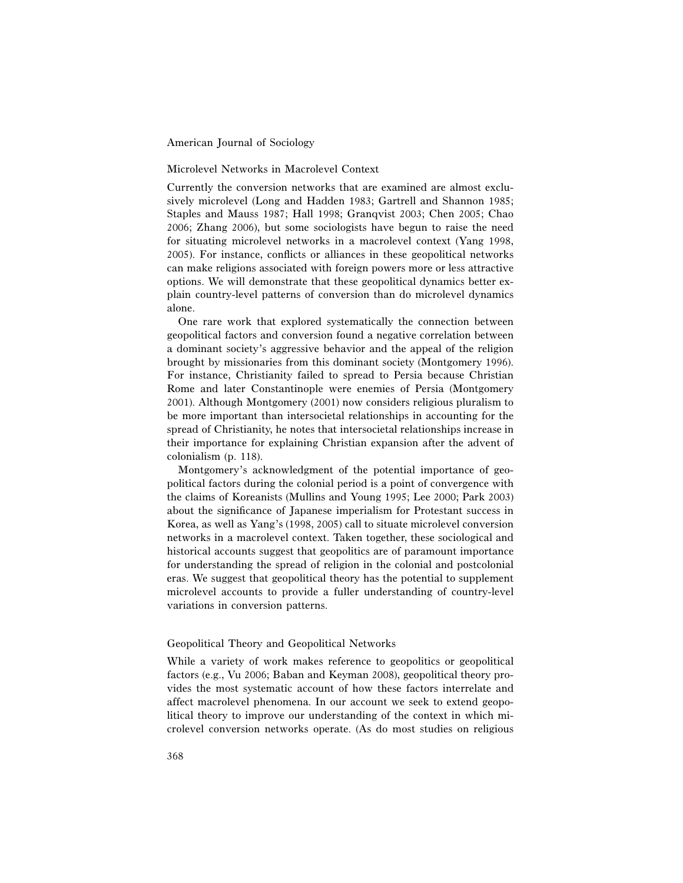### Microlevel Networks in Macrolevel Context

Currently the conversion networks that are examined are almost exclusively microlevel (Long and Hadden 1983; Gartrell and Shannon 1985; Staples and Mauss 1987; Hall 1998; Granqvist 2003; Chen 2005; Chao 2006; Zhang 2006), but some sociologists have begun to raise the need for situating microlevel networks in a macrolevel context (Yang 1998, 2005). For instance, conflicts or alliances in these geopolitical networks can make religions associated with foreign powers more or less attractive options. We will demonstrate that these geopolitical dynamics better explain country-level patterns of conversion than do microlevel dynamics alone.

One rare work that explored systematically the connection between geopolitical factors and conversion found a negative correlation between a dominant society's aggressive behavior and the appeal of the religion brought by missionaries from this dominant society (Montgomery 1996). For instance, Christianity failed to spread to Persia because Christian Rome and later Constantinople were enemies of Persia (Montgomery 2001). Although Montgomery (2001) now considers religious pluralism to be more important than intersocietal relationships in accounting for the spread of Christianity, he notes that intersocietal relationships increase in their importance for explaining Christian expansion after the advent of colonialism (p. 118).

Montgomery's acknowledgment of the potential importance of geopolitical factors during the colonial period is a point of convergence with the claims of Koreanists (Mullins and Young 1995; Lee 2000; Park 2003) about the significance of Japanese imperialism for Protestant success in Korea, as well as Yang's (1998, 2005) call to situate microlevel conversion networks in a macrolevel context. Taken together, these sociological and historical accounts suggest that geopolitics are of paramount importance for understanding the spread of religion in the colonial and postcolonial eras. We suggest that geopolitical theory has the potential to supplement microlevel accounts to provide a fuller understanding of country-level variations in conversion patterns.

### Geopolitical Theory and Geopolitical Networks

While a variety of work makes reference to geopolitics or geopolitical factors (e.g., Vu 2006; Baban and Keyman 2008), geopolitical theory provides the most systematic account of how these factors interrelate and affect macrolevel phenomena. In our account we seek to extend geopolitical theory to improve our understanding of the context in which microlevel conversion networks operate. (As do most studies on religious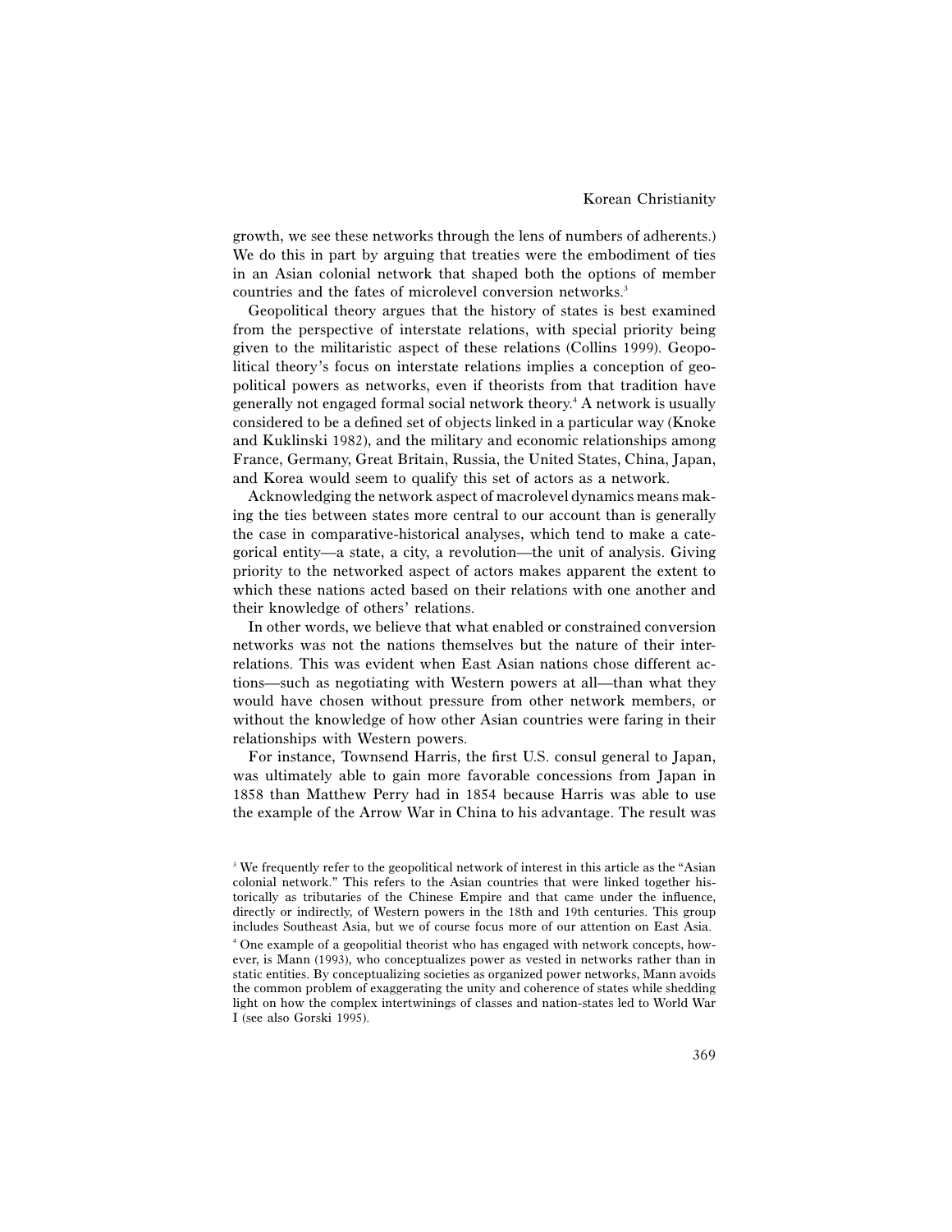growth, we see these networks through the lens of numbers of adherents.) We do this in part by arguing that treaties were the embodiment of ties in an Asian colonial network that shaped both the options of member countries and the fates of microlevel conversion networks.[3]

Geopolitical theory argues that the history of states is best examined from the perspective of interstate relations, with special priority being given to the militaristic aspect of these relations (Collins 1999). Geopolitical theory's focus on interstate relations implies a conception of geopolitical powers as networks, even if theorists from that tradition have generally not engaged formal social network theory.[4] A network is usually considered to be a defined set of objects linked in a particular way (Knoke and Kuklinski 1982), and the military and economic relationships among France, Germany, Great Britain, Russia, the United States, China, Japan, and Korea would seem to qualify this set of actors as a network.

Acknowledging the network aspect of macrolevel dynamics means making the ties between states more central to our account than is generally the case in comparative-historical analyses, which tend to make a categorical entity—a state, a city, a revolution—the unit of analysis. Giving priority to the networked aspect of actors makes apparent the extent to which these nations acted based on their relations with one another and their knowledge of others' relations.

In other words, we believe that what enabled or constrained conversion networks was not the nations themselves but the nature of their interrelations. This was evident when East Asian nations chose different actions—such as negotiating with Western powers at all—than what they would have chosen without pressure from other network members, or without the knowledge of how other Asian countries were faring in their relationships with Western powers.

For instance, Townsend Harris, the first U.S. consul general to Japan, was ultimately able to gain more favorable concessions from Japan in 1858 than Matthew Perry had in 1854 because Harris was able to use the example of the Arrow War in China to his advantage. The result was

[3] We frequently refer to the geopolitical network of interest in this article as the "Asian colonial network." This refers to the Asian countries that were linked together historically as tributaries of the Chinese Empire and that came under the influence, directly or indirectly, of Western powers in the 18th and 19th centuries. This group includes Southeast Asia, but we of course focus more of our attention on East Asia.

[4] One example of a geopolitial theorist who has engaged with network concepts, however, is Mann (1993), who conceptualizes power as vested in networks rather than in static entities. By conceptualizing societies as organized power networks, Mann avoids the common problem of exaggerating the unity and coherence of states while shedding light on how the complex intertwinings of classes and nation-states led to World War I (see also Gorski 1995).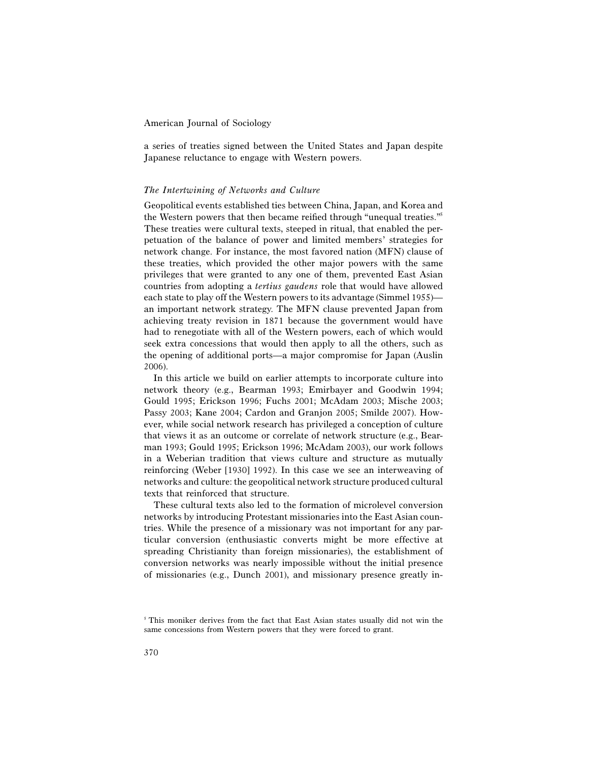a series of treaties signed between the United States and Japan despite Japanese reluctance to engage with Western powers.

### *The Intertwining of Networks and Culture*

Geopolitical events established ties between China, Japan, and Korea and the Western powers that then became reified through "unequal treaties."[5] These treaties were cultural texts, steeped in ritual, that enabled the perpetuation of the balance of power and limited members' strategies for network change. For instance, the most favored nation (MFN) clause of these treaties, which provided the other major powers with the same privileges that were granted to any one of them, prevented East Asian countries from adopting a *tertius gaudens* role that would have allowed each state to play off the Western powers to its advantage (Simmel 1955)—an important network strategy. The MFN clause prevented Japan from achieving treaty revision in 1871 because the government would have had to renegotiate with all of the Western powers, each of which would seek extra concessions that would then apply to all the others, such as the opening of additional ports—a major compromise for Japan (Auslin 2006).

In this article we build on earlier attempts to incorporate culture into network theory (e.g., Bearman 1993; Emirbayer and Goodwin 1994; Gould 1995; Erickson 1996; Fuchs 2001; McAdam 2003; Mische 2003; Passy 2003; Kane 2004; Cardon and Granjon 2005; Smilde 2007). However, while social network research has privileged a conception of culture that views it as an outcome or correlate of network structure (e.g., Bearman 1993; Gould 1995; Erickson 1996; McAdam 2003), our work follows in a Weberian tradition that views culture and structure as mutually reinforcing (Weber [1930] 1992). In this case we see an interweaving of networks and culture: the geopolitical network structure produced cultural texts that reinforced that structure.

These cultural texts also led to the formation of microlevel conversion networks by introducing Protestant missionaries into the East Asian countries. While the presence of a missionary was not important for any particular conversion (enthusiastic converts might be more effective at spreading Christianity than foreign missionaries), the establishment of conversion networks was nearly impossible without the initial presence of missionaries (e.g., Dunch 2001), and missionary presence greatly in-

[5] This moniker derives from the fact that East Asian states usually did not win the same concessions from Western powers that they were forced to grant.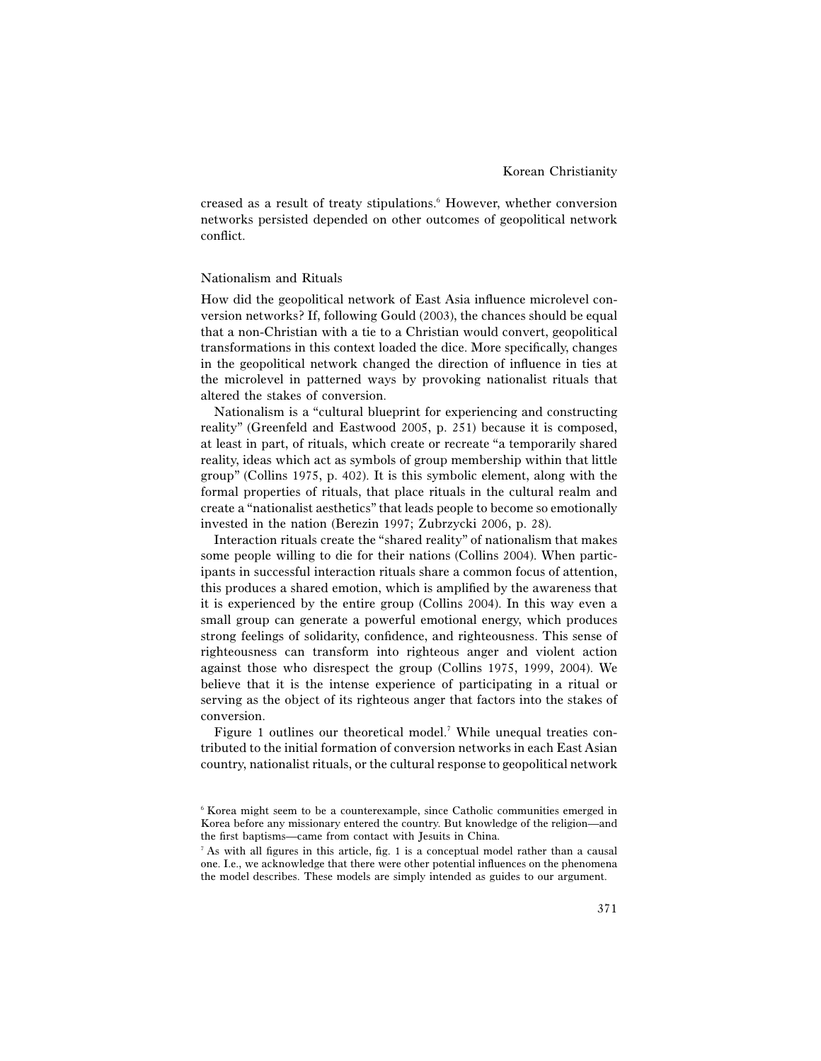creased as a result of treaty stipulations.[6] However, whether conversion networks persisted depended on other outcomes of geopolitical network conflict.

### Nationalism and Rituals

How did the geopolitical network of East Asia influence microlevel conversion networks? If, following Gould (2003), the chances should be equal that a non-Christian with a tie to a Christian would convert, geopolitical transformations in this context loaded the dice. More specifically, changes in the geopolitical network changed the direction of influence in ties at the microlevel in patterned ways by provoking nationalist rituals that altered the stakes of conversion.

Nationalism is a "cultural blueprint for experiencing and constructing reality" (Greenfeld and Eastwood 2005, p. 251) because it is composed, at least in part, of rituals, which create or recreate "a temporarily shared reality, ideas which act as symbols of group membership within that little group" (Collins 1975, p. 402). It is this symbolic element, along with the formal properties of rituals, that place rituals in the cultural realm and create a "nationalist aesthetics" that leads people to become so emotionally invested in the nation (Berezin 1997; Zubrzycki 2006, p. 28).

Interaction rituals create the "shared reality" of nationalism that makes some people willing to die for their nations (Collins 2004). When participants in successful interaction rituals share a common focus of attention, this produces a shared emotion, which is amplified by the awareness that it is experienced by the entire group (Collins 2004). In this way even a small group can generate a powerful emotional energy, which produces strong feelings of solidarity, confidence, and righteousness. This sense of righteousness can transform into righteous anger and violent action against those who disrespect the group (Collins 1975, 1999, 2004). We believe that it is the intense experience of participating in a ritual or serving as the object of its righteous anger that factors into the stakes of conversion.

Figure 1 outlines our theoretical model.[7] While unequal treaties contributed to the initial formation of conversion networks in each East Asian country, nationalist rituals, or the cultural response to geopolitical network

[6] Korea might seem to be a counterexample, since Catholic communities emerged in Korea before any missionary entered the country. But knowledge of the religion—and the first baptisms—came from contact with Jesuits in China.

[7] As with all figures in this article, fig. 1 is a conceptual model rather than a causal one. I.e., we acknowledge that there were other potential influences on the phenomena the model describes. These models are simply intended as guides to our argument.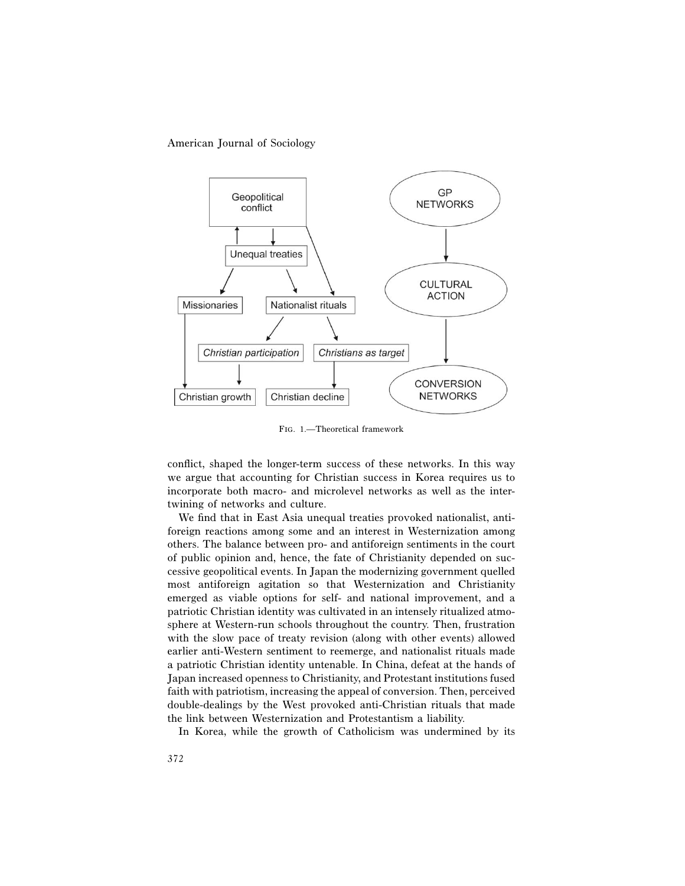FIG. 1.—Theoretical framework

conflict, shaped the longer-term success of these networks. In this way we argue that accounting for Christian success in Korea requires us to incorporate both macro- and microlevel networks as well as the intertwining of networks and culture.

We find that in East Asia unequal treaties provoked nationalist, antiforeign reactions among some and an interest in Westernization among others. The balance between pro- and antiforeign sentiments in the court of public opinion and, hence, the fate of Christianity depended on successive geopolitical events. In Japan the modernizing government quelled most antiforeign agitation so that Westernization and Christianity emerged as viable options for self- and national improvement, and a patriotic Christian identity was cultivated in an intensely ritualized atmosphere at Western-run schools throughout the country. Then, frustration with the slow pace of treaty revision (along with other events) allowed earlier anti-Western sentiment to reemerge, and nationalist rituals made a patriotic Christian identity untenable. In China, defeat at the hands of Japan increased openness to Christianity, and Protestant institutions fused faith with patriotism, increasing the appeal of conversion. Then, perceived double-dealings by the West provoked anti-Christian rituals that made the link between Westernization and Protestantism a liability.

In Korea, while the growth of Catholicism was undermined by its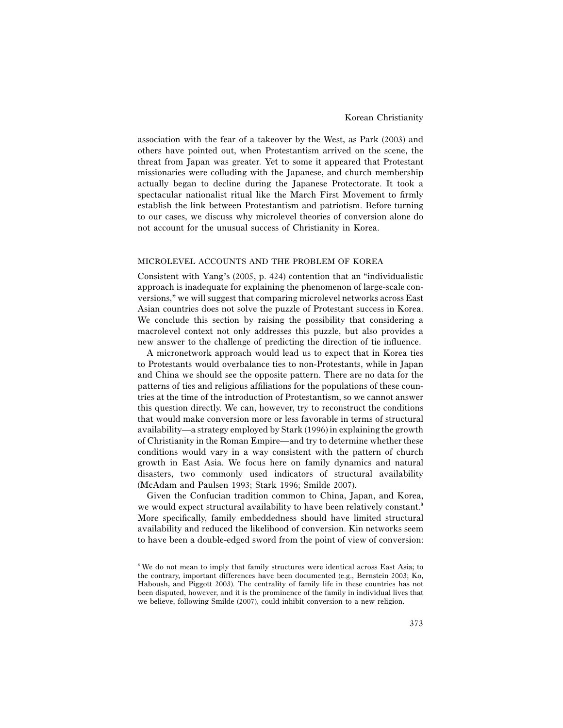association with the fear of a takeover by the West, as Park (2003) and others have pointed out, when Protestantism arrived on the scene, the threat from Japan was greater. Yet to some it appeared that Protestant missionaries were colluding with the Japanese, and church membership actually began to decline during the Japanese Protectorate. It took a spectacular nationalist ritual like the March First Movement to firmly establish the link between Protestantism and patriotism. Before turning to our cases, we discuss why microlevel theories of conversion alone do not account for the unusual success of Christianity in Korea.

## MICROLEVEL ACCOUNTS AND THE PROBLEM OF KOREA

Consistent with Yang's (2005, p. 424) contention that an "individualistic approach is inadequate for explaining the phenomenon of large-scale conversions," we will suggest that comparing microlevel networks across East Asian countries does not solve the puzzle of Protestant success in Korea. We conclude this section by raising the possibility that considering a macrolevel context not only addresses this puzzle, but also provides a new answer to the challenge of predicting the direction of tie influence.

A micronetwork approach would lead us to expect that in Korea ties to Protestants would overbalance ties to non-Protestants, while in Japan and China we should see the opposite pattern. There are no data for the patterns of ties and religious affiliations for the populations of these countries at the time of the introduction of Protestantism, so we cannot answer this question directly. We can, however, try to reconstruct the conditions that would make conversion more or less favorable in terms of structural availability—a strategy employed by Stark (1996) in explaining the growth of Christianity in the Roman Empire—and try to determine whether these conditions would vary in a way consistent with the pattern of church growth in East Asia. We focus here on family dynamics and natural disasters, two commonly used indicators of structural availability (McAdam and Paulsen 1993; Stark 1996; Smilde 2007).

Given the Confucian tradition common to China, Japan, and Korea, we would expect structural availability to have been relatively constant.[8] More specifically, family embeddedness should have limited structural availability and reduced the likelihood of conversion. Kin networks seem to have been a double-edged sword from the point of view of conversion:

[8] We do not mean to imply that family structures were identical across East Asia; to the contrary, important differences have been documented (e.g., Bernstein 2003; Ko, Haboush, and Piggott 2003). The centrality of family life in these countries has not been disputed, however, and it is the prominence of the family in individual lives that we believe, following Smilde (2007), could inhibit conversion to a new religion.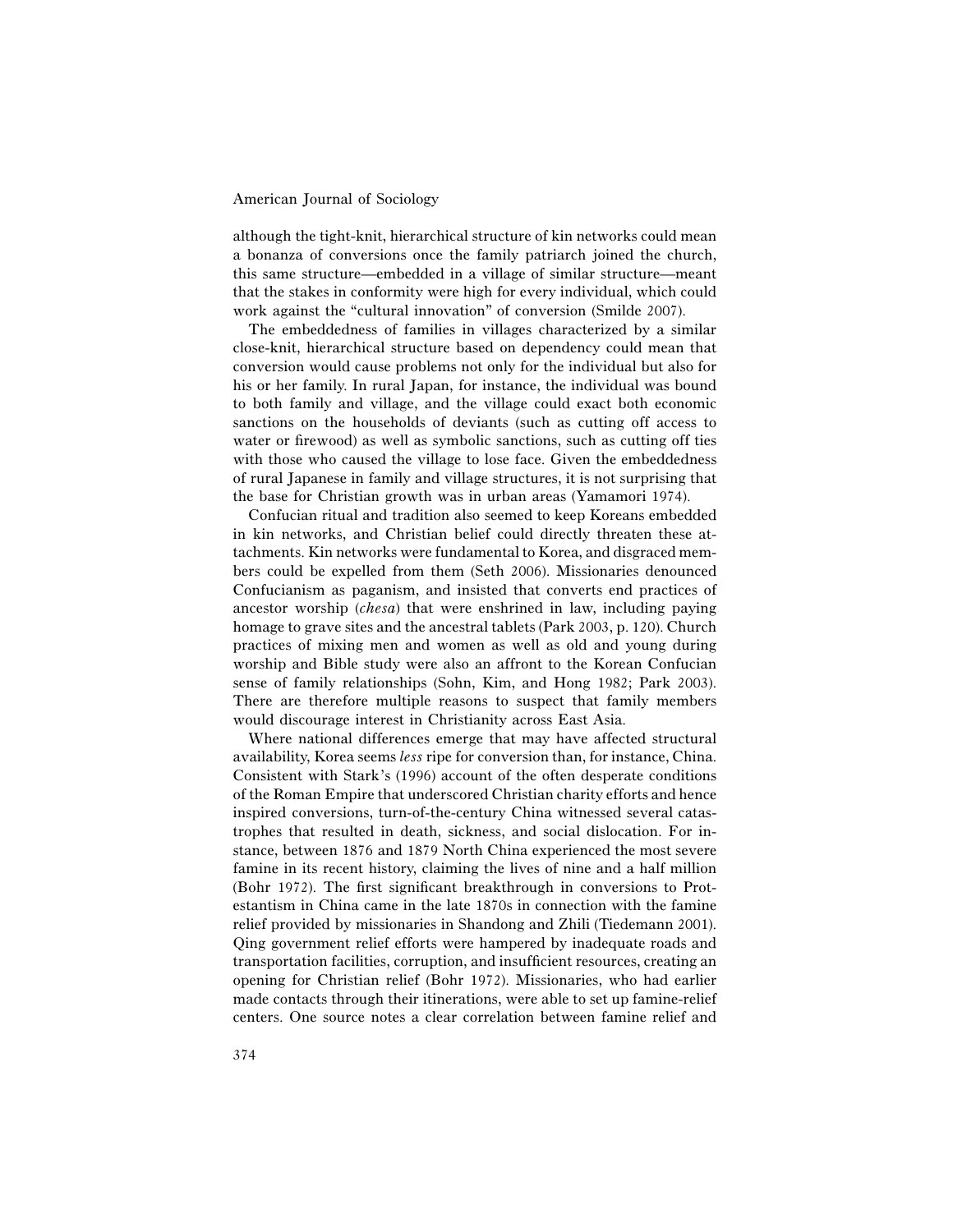although the tight-knit, hierarchical structure of kin networks could mean a bonanza of conversions once the family patriarch joined the church, this same structure—embedded in a village of similar structure—meant that the stakes in conformity were high for every individual, which could work against the "cultural innovation" of conversion (Smilde 2007).

The embeddedness of families in villages characterized by a similar close-knit, hierarchical structure based on dependency could mean that conversion would cause problems not only for the individual but also for his or her family. In rural Japan, for instance, the individual was bound to both family and village, and the village could exact both economic sanctions on the households of deviants (such as cutting off access to water or firewood) as well as symbolic sanctions, such as cutting off ties with those who caused the village to lose face. Given the embeddedness of rural Japanese in family and village structures, it is not surprising that the base for Christian growth was in urban areas (Yamamori 1974).

Confucian ritual and tradition also seemed to keep Koreans embedded in kin networks, and Christian belief could directly threaten these attachments. Kin networks were fundamental to Korea, and disgraced members could be expelled from them (Seth 2006). Missionaries denounced Confucianism as paganism, and insisted that converts end practices of ancestor worship (*chesa*) that were enshrined in law, including paying homage to grave sites and the ancestral tablets (Park 2003, p. 120). Church practices of mixing men and women as well as old and young during worship and Bible study were also an affront to the Korean Confucian sense of family relationships (Sohn, Kim, and Hong 1982; Park 2003). There are therefore multiple reasons to suspect that family members would discourage interest in Christianity across East Asia.

Where national differences emerge that may have affected structural availability, Korea seems *less* ripe for conversion than, for instance, China. Consistent with Stark's (1996) account of the often desperate conditions of the Roman Empire that underscored Christian charity efforts and hence inspired conversions, turn-of-the-century China witnessed several catastrophes that resulted in death, sickness, and social dislocation. For instance, between 1876 and 1879 North China experienced the most severe famine in its recent history, claiming the lives of nine and a half million (Bohr 1972). The first significant breakthrough in conversions to Protestantism in China came in the late 1870s in connection with the famine relief provided by missionaries in Shandong and Zhili (Tiedemann 2001). Qing government relief efforts were hampered by inadequate roads and transportation facilities, corruption, and insufficient resources, creating an opening for Christian relief (Bohr 1972). Missionaries, who had earlier made contacts through their itinerations, were able to set up famine-relief centers. One source notes a clear correlation between famine relief and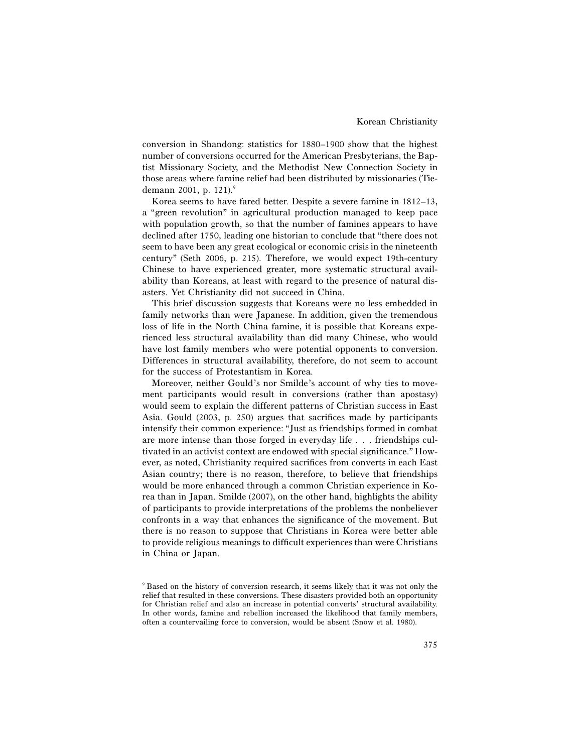conversion in Shandong: statistics for 1880–1900 show that the highest number of conversions occurred for the American Presbyterians, the Baptist Missionary Society, and the Methodist New Connection Society in those areas where famine relief had been distributed by missionaries (Tiedemann 2001, p. 121).[9]

Korea seems to have fared better. Despite a severe famine in 1812–13, a "green revolution" in agricultural production managed to keep pace with population growth, so that the number of famines appears to have declined after 1750, leading one historian to conclude that "there does not seem to have been any great ecological or economic crisis in the nineteenth century" (Seth 2006, p. 215). Therefore, we would expect 19th-century Chinese to have experienced greater, more systematic structural availability than Koreans, at least with regard to the presence of natural disasters. Yet Christianity did not succeed in China.

This brief discussion suggests that Koreans were no less embedded in family networks than were Japanese. In addition, given the tremendous loss of life in the North China famine, it is possible that Koreans experienced less structural availability than did many Chinese, who would have lost family members who were potential opponents to conversion. Differences in structural availability, therefore, do not seem to account for the success of Protestantism in Korea.

Moreover, neither Gould's nor Smilde's account of why ties to movement participants would result in conversions (rather than apostasy) would seem to explain the different patterns of Christian success in East Asia. Gould (2003, p. 250) argues that sacrifices made by participants intensify their common experience: "Just as friendships formed in combat are more intense than those forged in everyday life . . . friendships cultivated in an activist context are endowed with special significance." However, as noted, Christianity required sacrifices from converts in each East Asian country; there is no reason, therefore, to believe that friendships would be more enhanced through a common Christian experience in Korea than in Japan. Smilde (2007), on the other hand, highlights the ability of participants to provide interpretations of the problems the nonbeliever confronts in a way that enhances the significance of the movement. But there is no reason to suppose that Christians in Korea were better able to provide religious meanings to difficult experiences than were Christians in China or Japan.

[9] Based on the history of conversion research, it seems likely that it was not only the relief that resulted in these conversions. These disasters provided both an opportunity for Christian relief and also an increase in potential converts' structural availability. In other words, famine and rebellion increased the likelihood that family members, often a countervailing force to conversion, would be absent (Snow et al. 1980).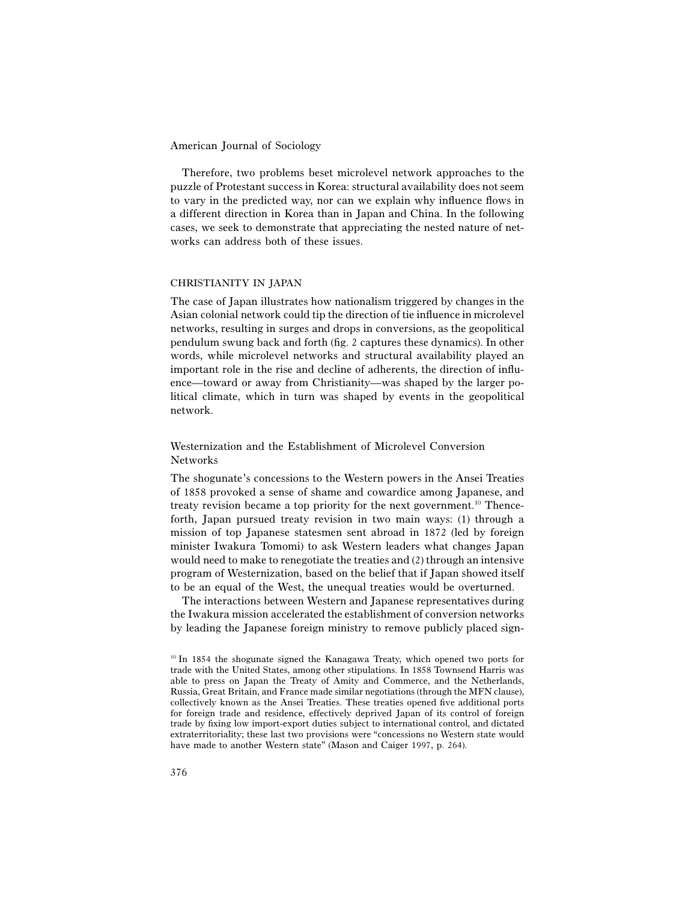Therefore, two problems beset microlevel network approaches to the puzzle of Protestant success in Korea: structural availability does not seem to vary in the predicted way, nor can we explain why influence flows in a different direction in Korea than in Japan and China. In the following cases, we seek to demonstrate that appreciating the nested nature of networks can address both of these issues.

## CHRISTIANITY IN JAPAN

The case of Japan illustrates how nationalism triggered by changes in the Asian colonial network could tip the direction of tie influence in microlevel networks, resulting in surges and drops in conversions, as the geopolitical pendulum swung back and forth (fig. 2 captures these dynamics). In other words, while microlevel networks and structural availability played an important role in the rise and decline of adherents, the direction of influence—toward or away from Christianity—was shaped by the larger political climate, which in turn was shaped by events in the geopolitical network.

### Westernization and the Establishment of Microlevel Conversion Networks

The shogunate's concessions to the Western powers in the Ansei Treaties of 1858 provoked a sense of shame and cowardice among Japanese, and treaty revision became a top priority for the next government.[10] Thenceforth, Japan pursued treaty revision in two main ways: (1) through a mission of top Japanese statesmen sent abroad in 1872 (led by foreign minister Iwakura Tomomi) to ask Western leaders what changes Japan would need to make to renegotiate the treaties and (2) through an intensive program of Westernization, based on the belief that if Japan showed itself to be an equal of the West, the unequal treaties would be overturned.

The interactions between Western and Japanese representatives during the Iwakura mission accelerated the establishment of conversion networks by leading the Japanese foreign ministry to remove publicly placed sign-

[10] In 1854 the shogunate signed the Kanagawa Treaty, which opened two ports for trade with the United States, among other stipulations. In 1858 Townsend Harris was able to press on Japan the Treaty of Amity and Commerce, and the Netherlands, Russia, Great Britain, and France made similar negotiations (through the MFN clause), collectively known as the Ansei Treaties. These treaties opened five additional ports for foreign trade and residence, effectively deprived Japan of its control of foreign trade by fixing low import-export duties subject to international control, and dictated extraterritoriality; these last two provisions were "concessions no Western state would have made to another Western state" (Mason and Caiger 1997, p. 264).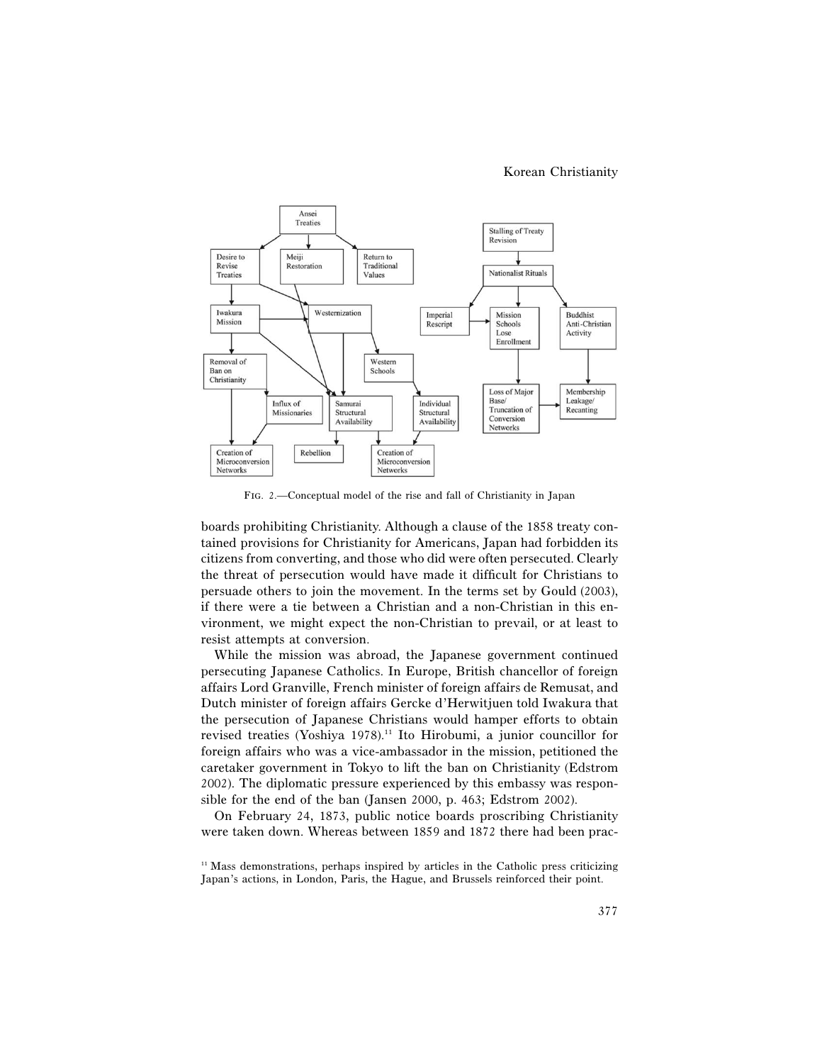FIG. 2.—Conceptual model of the rise and fall of Christianity in Japan

boards prohibiting Christianity. Although a clause of the 1858 treaty contained provisions for Christianity for Americans, Japan had forbidden its citizens from converting, and those who did were often persecuted. Clearly the threat of persecution would have made it difficult for Christians to persuade others to join the movement. In the terms set by Gould (2003), if there were a tie between a Christian and a non-Christian in this environment, we might expect the non-Christian to prevail, or at least to resist attempts at conversion.

While the mission was abroad, the Japanese government continued persecuting Japanese Catholics. In Europe, British chancellor of foreign affairs Lord Granville, French minister of foreign affairs de Remusat, and Dutch minister of foreign affairs Gercke d'Herwitjuen told Iwakura that the persecution of Japanese Christians would hamper efforts to obtain revised treaties (Yoshiya 1978).[11] Ito Hirobumi, a junior councillor for foreign affairs who was a vice-ambassador in the mission, petitioned the caretaker government in Tokyo to lift the ban on Christianity (Edstrom 2002). The diplomatic pressure experienced by this embassy was responsible for the end of the ban (Jansen 2000, p. 463; Edstrom 2002).

On February 24, 1873, public notice boards proscribing Christianity were taken down. Whereas between 1859 and 1872 there had been prac-

[11] Mass demonstrations, perhaps inspired by articles in the Catholic press criticizing Japan's actions, in London, Paris, the Hague, and Brussels reinforced their point.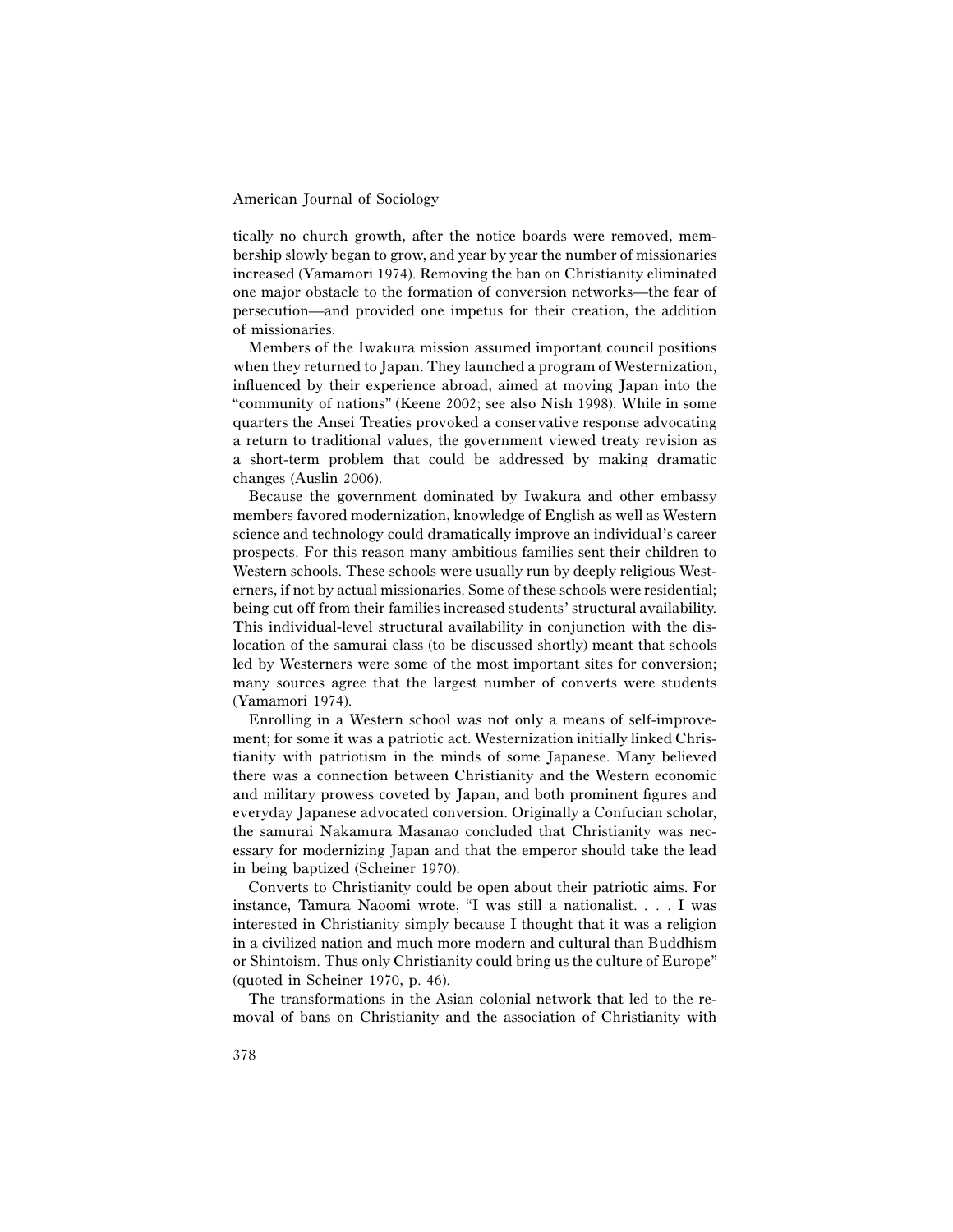tically no church growth, after the notice boards were removed, membership slowly began to grow, and year by year the number of missionaries increased (Yamamori 1974). Removing the ban on Christianity eliminated one major obstacle to the formation of conversion networks—the fear of persecution—and provided one impetus for their creation, the addition of missionaries.

Members of the Iwakura mission assumed important council positions when they returned to Japan. They launched a program of Westernization, influenced by their experience abroad, aimed at moving Japan into the "community of nations" (Keene 2002; see also Nish 1998). While in some quarters the Ansei Treaties provoked a conservative response advocating a return to traditional values, the government viewed treaty revision as a short-term problem that could be addressed by making dramatic changes (Auslin 2006).

Because the government dominated by Iwakura and other embassy members favored modernization, knowledge of English as well as Western science and technology could dramatically improve an individual's career prospects. For this reason many ambitious families sent their children to Western schools. These schools were usually run by deeply religious Westerners, if not by actual missionaries. Some of these schools were residential; being cut off from their families increased students' structural availability. This individual-level structural availability in conjunction with the dislocation of the samurai class (to be discussed shortly) meant that schools led by Westerners were some of the most important sites for conversion; many sources agree that the largest number of converts were students (Yamamori 1974).

Enrolling in a Western school was not only a means of self-improvement; for some it was a patriotic act. Westernization initially linked Christianity with patriotism in the minds of some Japanese. Many believed there was a connection between Christianity and the Western economic and military prowess coveted by Japan, and both prominent figures and everyday Japanese advocated conversion. Originally a Confucian scholar, the samurai Nakamura Masanao concluded that Christianity was necessary for modernizing Japan and that the emperor should take the lead in being baptized (Scheiner 1970).

Converts to Christianity could be open about their patriotic aims. For instance, Tamura Naoomi wrote, "I was still a nationalist. . . . I was interested in Christianity simply because I thought that it was a religion in a civilized nation and much more modern and cultural than Buddhism or Shintoism. Thus only Christianity could bring us the culture of Europe" (quoted in Scheiner 1970, p. 46).

The transformations in the Asian colonial network that led to the removal of bans on Christianity and the association of Christianity with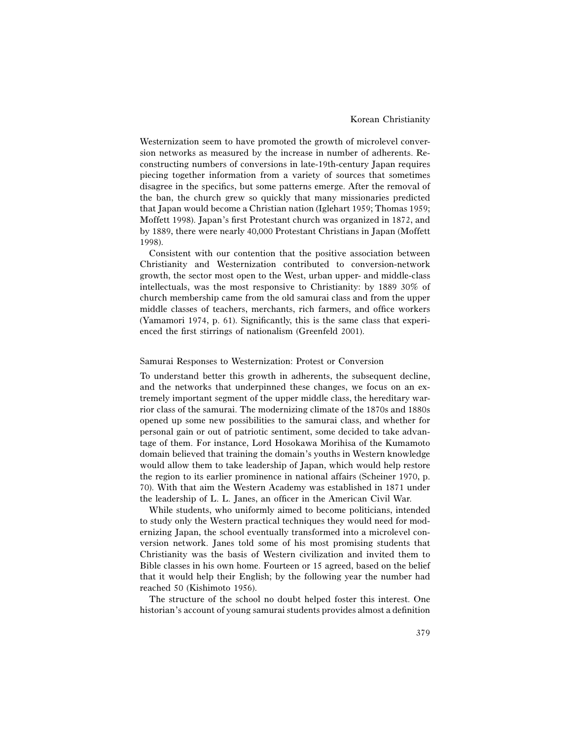Westernization seem to have promoted the growth of microlevel conversion networks as measured by the increase in number of adherents. Reconstructing numbers of conversions in late-19th-century Japan requires piecing together information from a variety of sources that sometimes disagree in the specifics, but some patterns emerge. After the removal of the ban, the church grew so quickly that many missionaries predicted that Japan would become a Christian nation (Iglehart 1959; Thomas 1959; Moffett 1998). Japan's first Protestant church was organized in 1872, and by 1889, there were nearly 40,000 Protestant Christians in Japan (Moffett 1998).

Consistent with our contention that the positive association between Christianity and Westernization contributed to conversion-network growth, the sector most open to the West, urban upper- and middle-class intellectuals, was the most responsive to Christianity: by 1889 30% of church membership came from the old samurai class and from the upper middle classes of teachers, merchants, rich farmers, and office workers (Yamamori 1974, p. 61). Significantly, this is the same class that experienced the first stirrings of nationalism (Greenfeld 2001).

## Samurai Responses to Westernization: Protest or Conversion

To understand better this growth in adherents, the subsequent decline, and the networks that underpinned these changes, we focus on an extremely important segment of the upper middle class, the hereditary warrior class of the samurai. The modernizing climate of the 1870s and 1880s opened up some new possibilities to the samurai class, and whether for personal gain or out of patriotic sentiment, some decided to take advantage of them. For instance, Lord Hosokawa Morihisa of the Kumamoto domain believed that training the domain's youths in Western knowledge would allow them to take leadership of Japan, which would help restore the region to its earlier prominence in national affairs (Scheiner 1970, p. 70). With that aim the Western Academy was established in 1871 under the leadership of L. L. Janes, an officer in the American Civil War.

While students, who uniformly aimed to become politicians, intended to study only the Western practical techniques they would need for modernizing Japan, the school eventually transformed into a microlevel conversion network. Janes told some of his most promising students that Christianity was the basis of Western civilization and invited them to Bible classes in his own home. Fourteen or 15 agreed, based on the belief that it would help their English; by the following year the number had reached 50 (Kishimoto 1956).

The structure of the school no doubt helped foster this interest. One historian's account of young samurai students provides almost a definition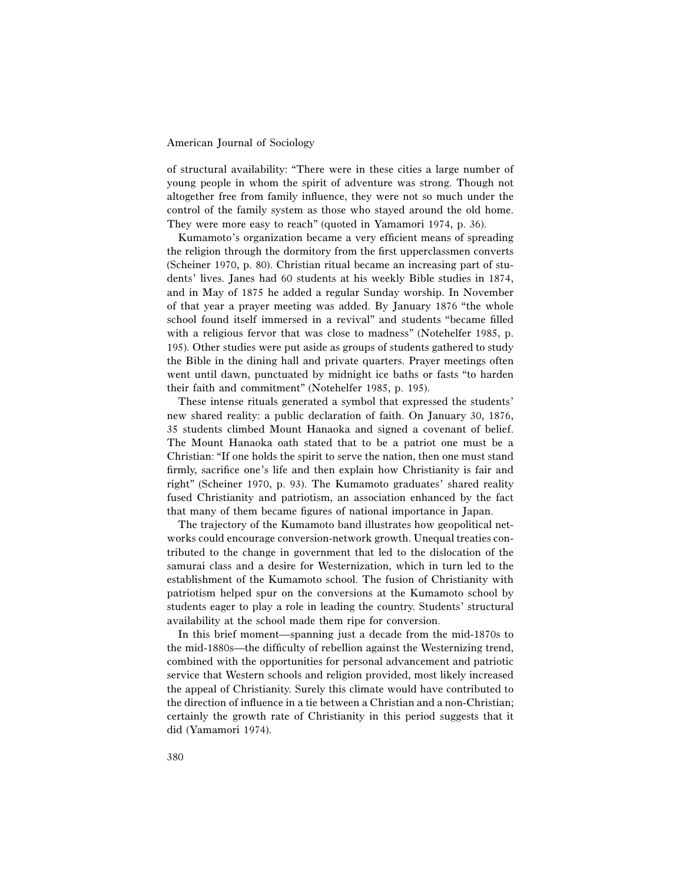of structural availability: "There were in these cities a large number of young people in whom the spirit of adventure was strong. Though not altogether free from family influence, they were not so much under the control of the family system as those who stayed around the old home. They were more easy to reach" (quoted in Yamamori 1974, p. 36).

Kumamoto's organization became a very efficient means of spreading the religion through the dormitory from the first upperclassmen converts (Scheiner 1970, p. 80). Christian ritual became an increasing part of students' lives. Janes had 60 students at his weekly Bible studies in 1874, and in May of 1875 he added a regular Sunday worship. In November of that year a prayer meeting was added. By January 1876 "the whole school found itself immersed in a revival" and students "became filled with a religious fervor that was close to madness" (Notehelfer 1985, p. 195). Other studies were put aside as groups of students gathered to study the Bible in the dining hall and private quarters. Prayer meetings often went until dawn, punctuated by midnight ice baths or fasts "to harden their faith and commitment" (Notehelfer 1985, p. 195).

These intense rituals generated a symbol that expressed the students' new shared reality: a public declaration of faith. On January 30, 1876, 35 students climbed Mount Hanaoka and signed a covenant of belief. The Mount Hanaoka oath stated that to be a patriot one must be a Christian: "If one holds the spirit to serve the nation, then one must stand firmly, sacrifice one's life and then explain how Christianity is fair and right" (Scheiner 1970, p. 93). The Kumamoto graduates' shared reality fused Christianity and patriotism, an association enhanced by the fact that many of them became figures of national importance in Japan.

The trajectory of the Kumamoto band illustrates how geopolitical networks could encourage conversion-network growth. Unequal treaties contributed to the change in government that led to the dislocation of the samurai class and a desire for Westernization, which in turn led to the establishment of the Kumamoto school. The fusion of Christianity with patriotism helped spur on the conversions at the Kumamoto school by students eager to play a role in leading the country. Students' structural availability at the school made them ripe for conversion.

In this brief moment—spanning just a decade from the mid-1870s to the mid-1880s—the difficulty of rebellion against the Westernizing trend, combined with the opportunities for personal advancement and patriotic service that Western schools and religion provided, most likely increased the appeal of Christianity. Surely this climate would have contributed to the direction of influence in a tie between a Christian and a non-Christian; certainly the growth rate of Christianity in this period suggests that it did (Yamamori 1974).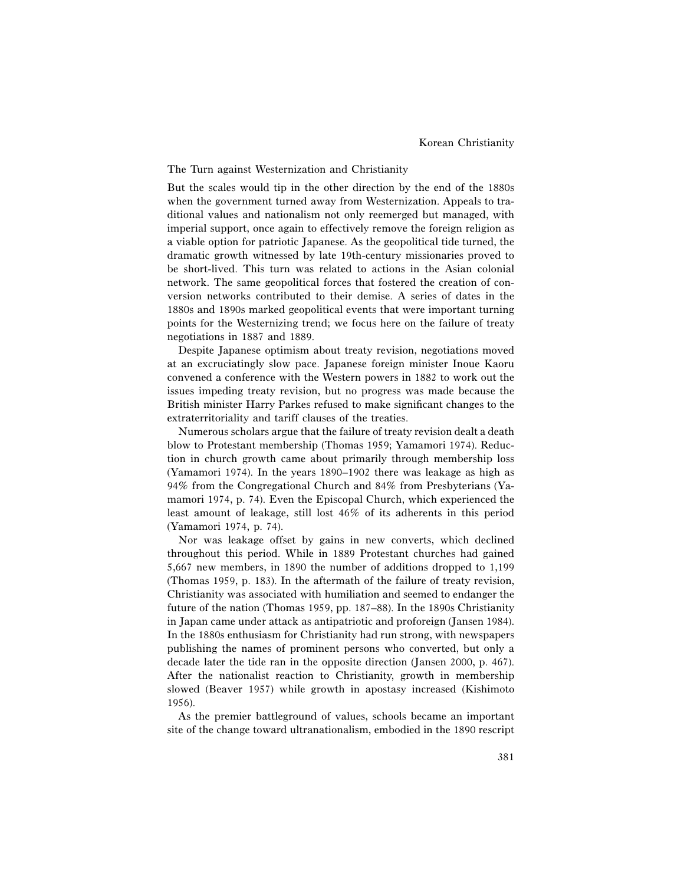### The Turn against Westernization and Christianity

But the scales would tip in the other direction by the end of the 1880s when the government turned away from Westernization. Appeals to traditional values and nationalism not only reemerged but managed, with imperial support, once again to effectively remove the foreign religion as a viable option for patriotic Japanese. As the geopolitical tide turned, the dramatic growth witnessed by late 19th-century missionaries proved to be short-lived. This turn was related to actions in the Asian colonial network. The same geopolitical forces that fostered the creation of conversion networks contributed to their demise. A series of dates in the 1880s and 1890s marked geopolitical events that were important turning points for the Westernizing trend; we focus here on the failure of treaty negotiations in 1887 and 1889.

Despite Japanese optimism about treaty revision, negotiations moved at an excruciatingly slow pace. Japanese foreign minister Inoue Kaoru convened a conference with the Western powers in 1882 to work out the issues impeding treaty revision, but no progress was made because the British minister Harry Parkes refused to make significant changes to the extraterritoriality and tariff clauses of the treaties.

Numerous scholars argue that the failure of treaty revision dealt a death blow to Protestant membership (Thomas 1959; Yamamori 1974). Reduction in church growth came about primarily through membership loss (Yamamori 1974). In the years 1890–1902 there was leakage as high as 94% from the Congregational Church and 84% from Presbyterians (Yamamori 1974, p. 74). Even the Episcopal Church, which experienced the least amount of leakage, still lost 46% of its adherents in this period (Yamamori 1974, p. 74).

Nor was leakage offset by gains in new converts, which declined throughout this period. While in 1889 Protestant churches had gained 5,667 new members, in 1890 the number of additions dropped to 1,199 (Thomas 1959, p. 183). In the aftermath of the failure of treaty revision, Christianity was associated with humiliation and seemed to endanger the future of the nation (Thomas 1959, pp. 187–88). In the 1890s Christianity in Japan came under attack as antipatriotic and proforeign (Jansen 1984). In the 1880s enthusiasm for Christianity had run strong, with newspapers publishing the names of prominent persons who converted, but only a decade later the tide ran in the opposite direction (Jansen 2000, p. 467). After the nationalist reaction to Christianity, growth in membership slowed (Beaver 1957) while growth in apostasy increased (Kishimoto 1956).

As the premier battleground of values, schools became an important site of the change toward ultranationalism, embodied in the 1890 rescript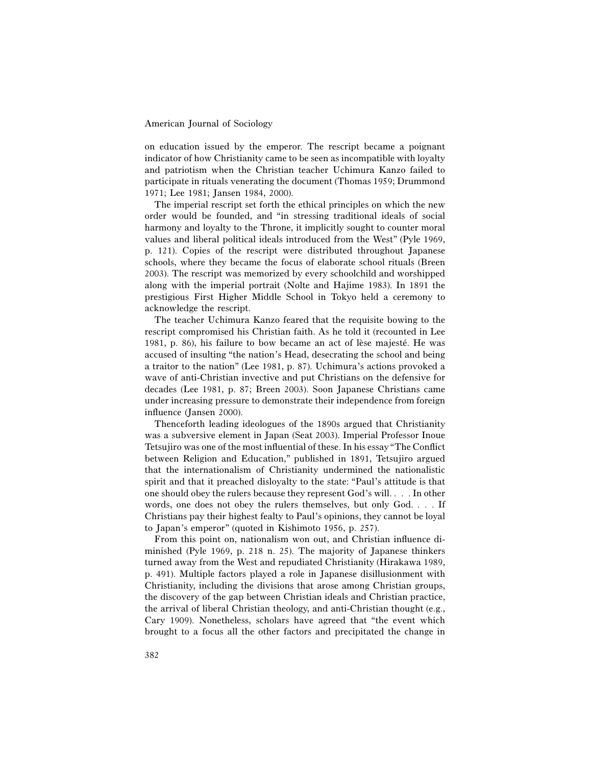on education issued by the emperor. The rescript became a poignant indicator of how Christianity came to be seen as incompatible with loyalty and patriotism when the Christian teacher Uchimura Kanzo failed to participate in rituals venerating the document (Thomas 1959; Drummond 1971; Lee 1981; Jansen 1984, 2000).

The imperial rescript set forth the ethical principles on which the new order would be founded, and "in stressing traditional ideals of social harmony and loyalty to the Throne, it implicitly sought to counter moral values and liberal political ideals introduced from the West" (Pyle 1969, p. 121). Copies of the rescript were distributed throughout Japanese schools, where they became the focus of elaborate school rituals (Breen 2003). The rescript was memorized by every schoolchild and worshipped along with the imperial portrait (Nolte and Hajime 1983). In 1891 the prestigious First Higher Middle School in Tokyo held a ceremony to acknowledge the rescript.

The teacher Uchimura Kanzo feared that the requisite bowing to the rescript compromised his Christian faith. As he told it (recounted in Lee 1981, p. 86), his failure to bow became an act of lèse majesté. He was accused of insulting "the nation's Head, desecrating the school and being a traitor to the nation" (Lee 1981, p. 87). Uchimura's actions provoked a wave of anti-Christian invective and put Christians on the defensive for decades (Lee 1981, p. 87; Breen 2003). Soon Japanese Christians came under increasing pressure to demonstrate their independence from foreign influence (Jansen 2000).

Thenceforth leading ideologues of the 1890s argued that Christianity was a subversive element in Japan (Seat 2003). Imperial Professor Inoue Tetsujiro was one of the most influential of these. In his essay "The Conflict between Religion and Education," published in 1891, Tetsujiro argued that the internationalism of Christianity undermined the nationalistic spirit and that it preached disloyalty to the state: "Paul's attitude is that one should obey the rulers because they represent God's will. . . . In other words, one does not obey the rulers themselves, but only God. . . . If Christians pay their highest fealty to Paul's opinions, they cannot be loyal to Japan's emperor" (quoted in Kishimoto 1956, p. 257).

From this point on, nationalism won out, and Christian influence diminished (Pyle 1969, p. 218 n. 25). The majority of Japanese thinkers turned away from the West and repudiated Christianity (Hirakawa 1989, p. 491). Multiple factors played a role in Japanese disillusionment with Christianity, including the divisions that arose among Christian groups, the discovery of the gap between Christian ideals and Christian practice, the arrival of liberal Christian theology, and anti-Christian thought (e.g., Cary 1909). Nonetheless, scholars have agreed that "the event which brought to a focus all the other factors and precipitated the change in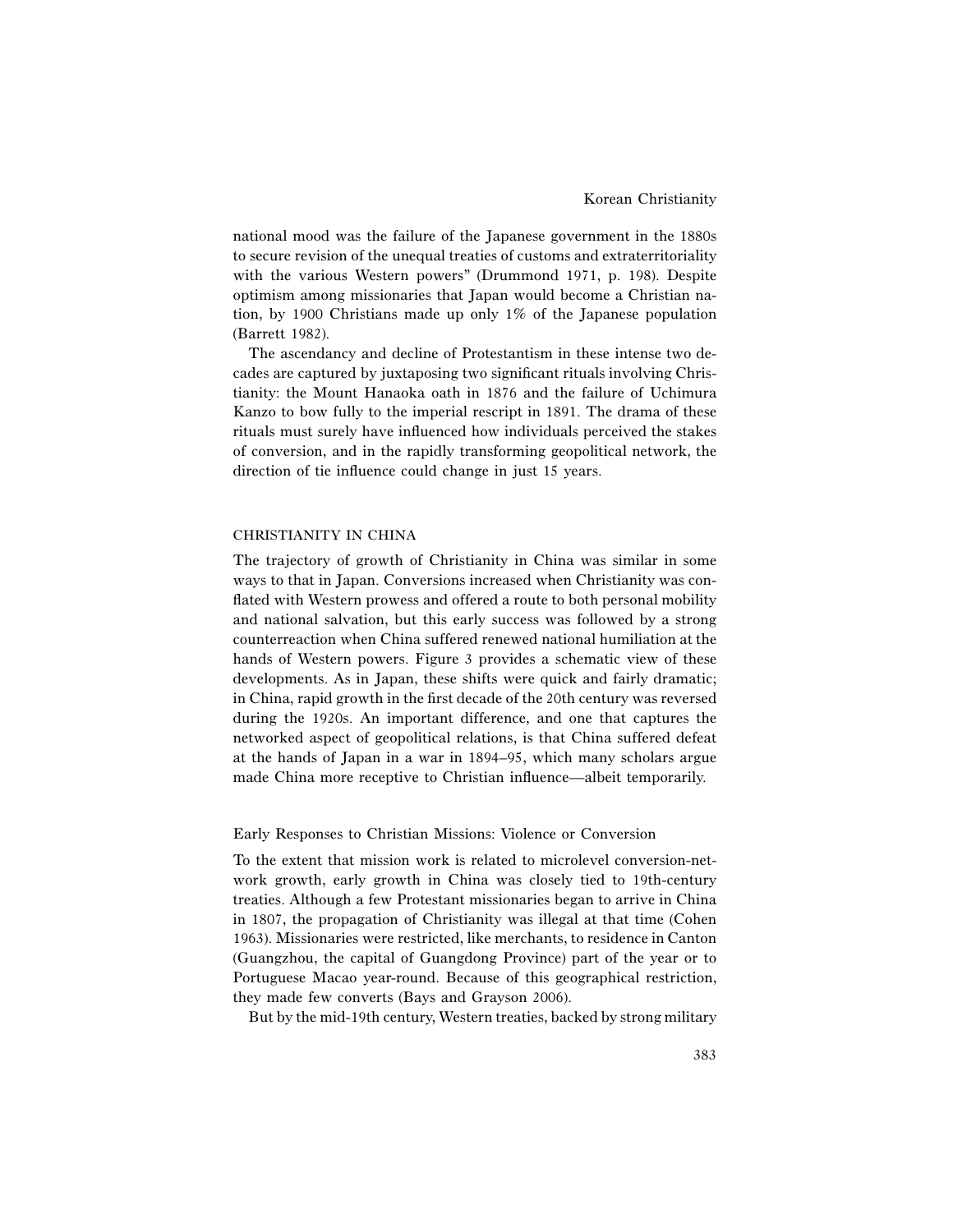national mood was the failure of the Japanese government in the 1880s to secure revision of the unequal treaties of customs and extraterritoriality with the various Western powers" (Drummond 1971, p. 198). Despite optimism among missionaries that Japan would become a Christian nation, by 1900 Christians made up only 1% of the Japanese population (Barrett 1982).

The ascendancy and decline of Protestantism in these intense two decades are captured by juxtaposing two significant rituals involving Christianity: the Mount Hanaoka oath in 1876 and the failure of Uchimura Kanzo to bow fully to the imperial rescript in 1891. The drama of these rituals must surely have influenced how individuals perceived the stakes of conversion, and in the rapidly transforming geopolitical network, the direction of tie influence could change in just 15 years.

## CHRISTIANITY IN CHINA

The trajectory of growth of Christianity in China was similar in some ways to that in Japan. Conversions increased when Christianity was conflated with Western prowess and offered a route to both personal mobility and national salvation, but this early success was followed by a strong counterreaction when China suffered renewed national humiliation at the hands of Western powers. Figure 3 provides a schematic view of these developments. As in Japan, these shifts were quick and fairly dramatic; in China, rapid growth in the first decade of the 20th century was reversed during the 1920s. An important difference, and one that captures the networked aspect of geopolitical relations, is that China suffered defeat at the hands of Japan in a war in 1894–95, which many scholars argue made China more receptive to Christian influence—albeit temporarily.

### Early Responses to Christian Missions: Violence or Conversion

To the extent that mission work is related to microlevel conversion-network growth, early growth in China was closely tied to 19th-century treaties. Although a few Protestant missionaries began to arrive in China in 1807, the propagation of Christianity was illegal at that time (Cohen 1963). Missionaries were restricted, like merchants, to residence in Canton (Guangzhou, the capital of Guangdong Province) part of the year or to Portuguese Macao year-round. Because of this geographical restriction, they made few converts (Bays and Grayson 2006).

But by the mid-19th century, Western treaties, backed by strong military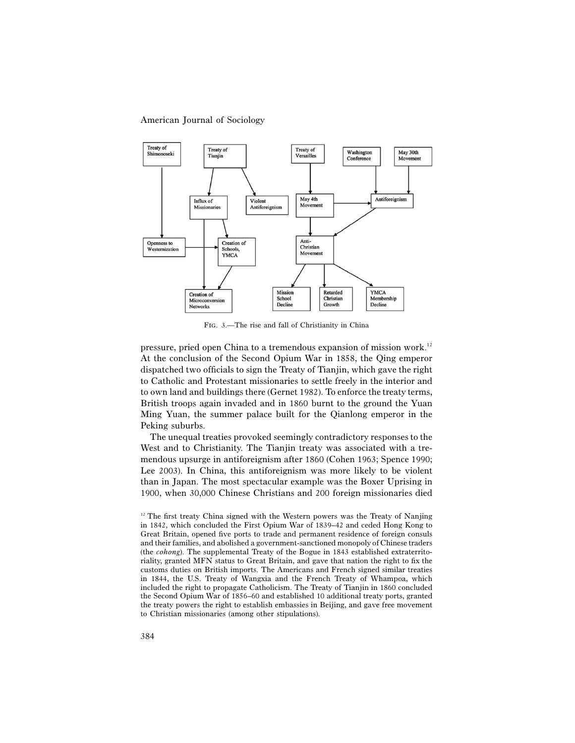FIG. 3.—The rise and fall of Christianity in China

pressure, pried open China to a tremendous expansion of mission work.[12] At the conclusion of the Second Opium War in 1858, the Qing emperor dispatched two officials to sign the Treaty of Tianjin, which gave the right to Catholic and Protestant missionaries to settle freely in the interior and to own land and buildings there (Gernet 1982). To enforce the treaty terms, British troops again invaded and in 1860 burnt to the ground the Yuan Ming Yuan, the summer palace built for the Qianlong emperor in the Peking suburbs.

The unequal treaties provoked seemingly contradictory responses to the West and to Christianity. The Tianjin treaty was associated with a tremendous upsurge in antiforeignism after 1860 (Cohen 1963; Spence 1990; Lee 2003). In China, this antiforeignism was more likely to be violent than in Japan. The most spectacular example was the Boxer Uprising in 1900, when 30,000 Chinese Christians and 200 foreign missionaries died

[12] The first treaty China signed with the Western powers was the Treaty of Nanjing in 1842, which concluded the First Opium War of 1839–42 and ceded Hong Kong to Great Britain, opened five ports to trade and permanent residence of foreign consuls and their families, and abolished a government-sanctioned monopoly of Chinese traders (the *cohong*). The supplemental Treaty of the Bogue in 1843 established extraterritoriality, granted MFN status to Great Britain, and gave that nation the right to fix the customs duties on British imports. The Americans and French signed similar treaties in 1844, the U.S. Treaty of Wangxia and the French Treaty of Whampoa, which included the right to propagate Catholicism. The Treaty of Tianjin in 1860 concluded the Second Opium War of 1856–60 and established 10 additional treaty ports, granted the treaty powers the right to establish embassies in Beijing, and gave free movement to Christian missionaries (among other stipulations).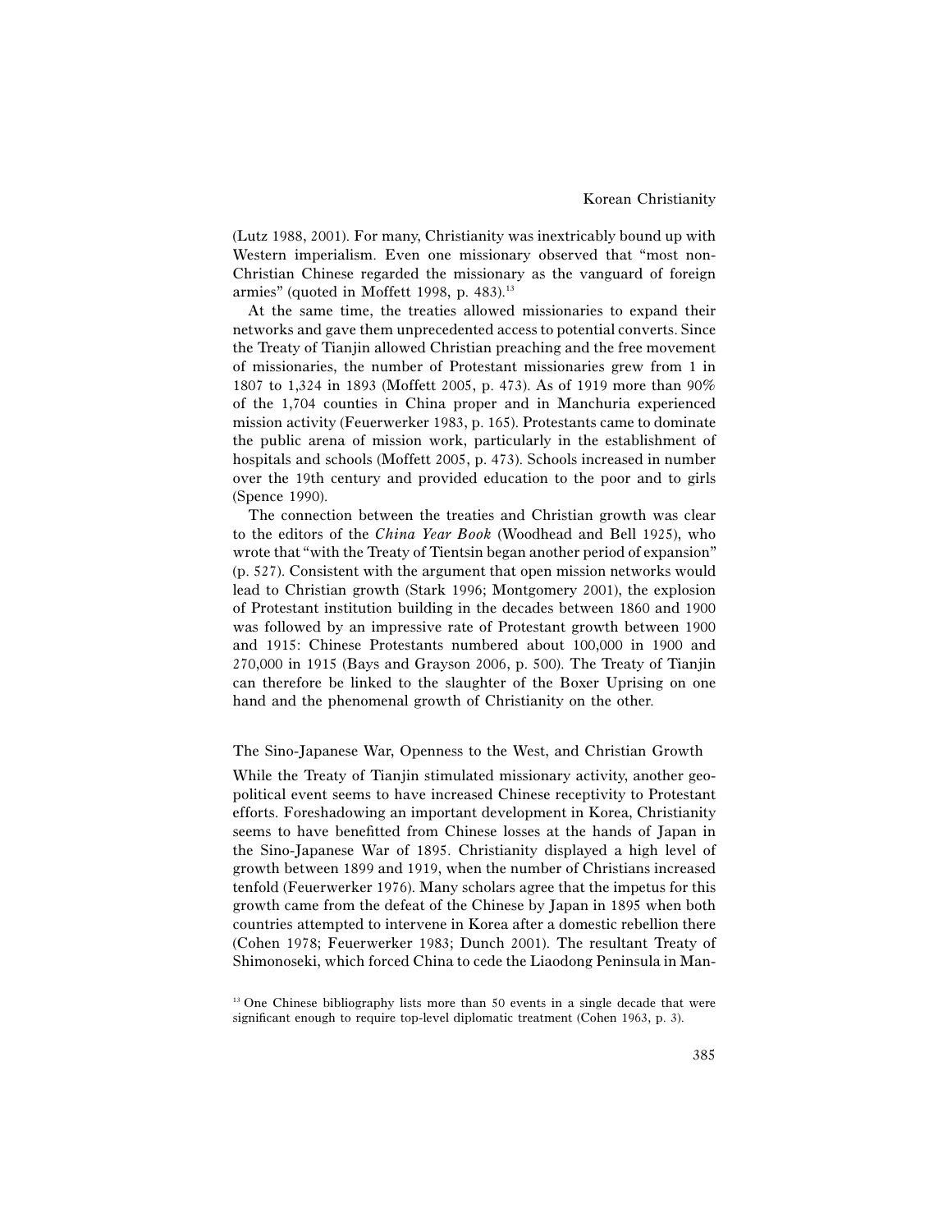(Lutz 1988, 2001). For many, Christianity was inextricably bound up with Western imperialism. Even one missionary observed that "most non-Christian Chinese regarded the missionary as the vanguard of foreign armies" (quoted in Moffett 1998, p. 483).[13]

At the same time, the treaties allowed missionaries to expand their networks and gave them unprecedented access to potential converts. Since the Treaty of Tianjin allowed Christian preaching and the free movement of missionaries, the number of Protestant missionaries grew from 1 in 1807 to 1,324 in 1893 (Moffett 2005, p. 473). As of 1919 more than 90% of the 1,704 counties in China proper and in Manchuria experienced mission activity (Feuerwerker 1983, p. 165). Protestants came to dominate the public arena of mission work, particularly in the establishment of hospitals and schools (Moffett 2005, p. 473). Schools increased in number over the 19th century and provided education to the poor and to girls (Spence 1990).

The connection between the treaties and Christian growth was clear to the editors of the *China Year Book* (Woodhead and Bell 1925), who wrote that "with the Treaty of Tientsin began another period of expansion" (p. 527). Consistent with the argument that open mission networks would lead to Christian growth (Stark 1996; Montgomery 2001), the explosion of Protestant institution building in the decades between 1860 and 1900 was followed by an impressive rate of Protestant growth between 1900 and 1915: Chinese Protestants numbered about 100,000 in 1900 and 270,000 in 1915 (Bays and Grayson 2006, p. 500). The Treaty of Tianjin can therefore be linked to the slaughter of the Boxer Uprising on one hand and the phenomenal growth of Christianity on the other.

### The Sino-Japanese War, Openness to the West, and Christian Growth

While the Treaty of Tianjin stimulated missionary activity, another geopolitical event seems to have increased Chinese receptivity to Protestant efforts. Foreshadowing an important development in Korea, Christianity seems to have benefitted from Chinese losses at the hands of Japan in the Sino-Japanese War of 1895. Christianity displayed a high level of growth between 1899 and 1919, when the number of Christians increased tenfold (Feuerwerker 1976). Many scholars agree that the impetus for this growth came from the defeat of the Chinese by Japan in 1895 when both countries attempted to intervene in Korea after a domestic rebellion there (Cohen 1978; Feuerwerker 1983; Dunch 2001). The resultant Treaty of Shimonoseki, which forced China to cede the Liaodong Peninsula in Man-

[13] One Chinese bibliography lists more than 50 events in a single decade that were significant enough to require top-level diplomatic treatment (Cohen 1963, p. 3).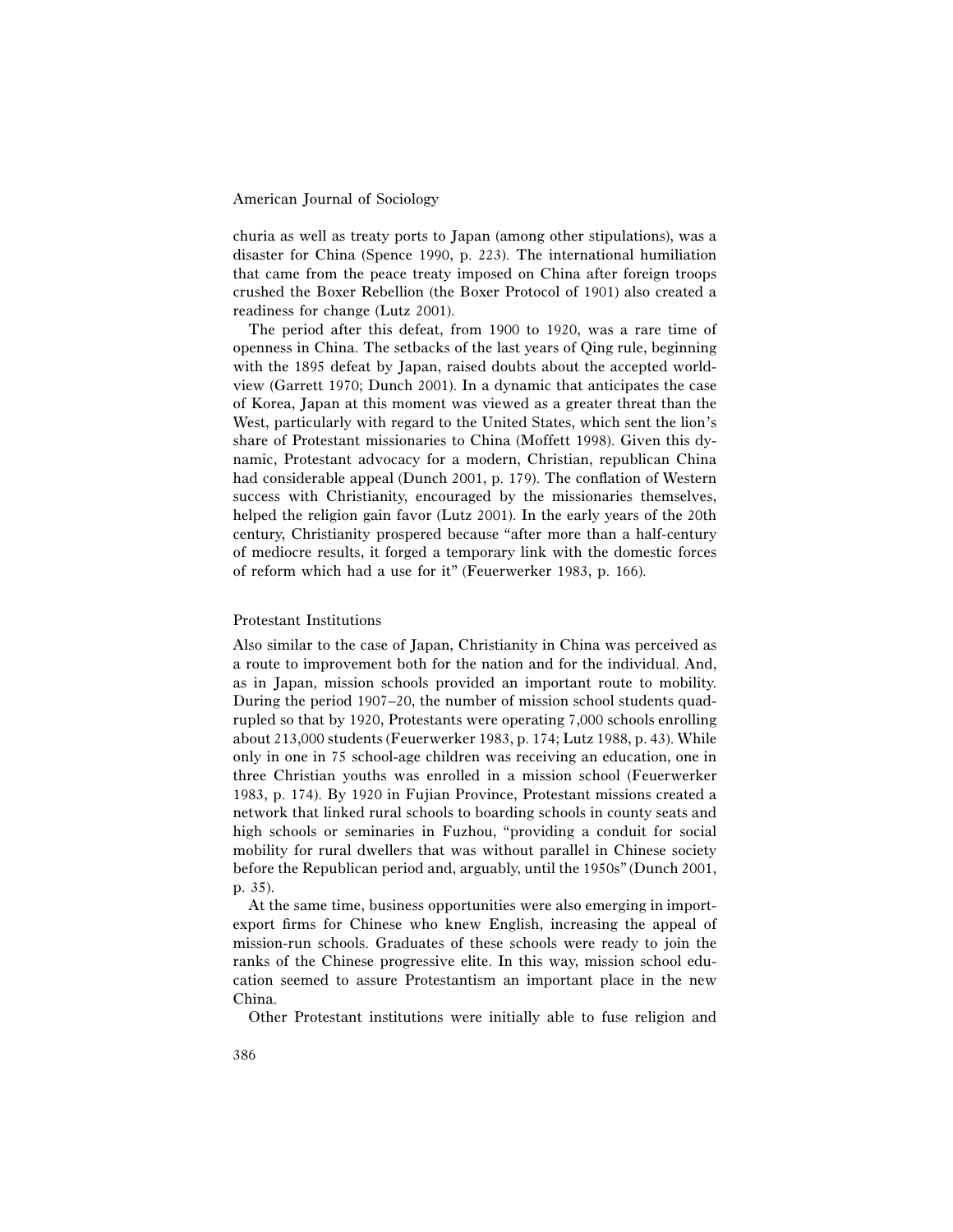churia as well as treaty ports to Japan (among other stipulations), was a disaster for China (Spence 1990, p. 223). The international humiliation that came from the peace treaty imposed on China after foreign troops crushed the Boxer Rebellion (the Boxer Protocol of 1901) also created a readiness for change (Lutz 2001).

The period after this defeat, from 1900 to 1920, was a rare time of openness in China. The setbacks of the last years of Qing rule, beginning with the 1895 defeat by Japan, raised doubts about the accepted worldview (Garrett 1970; Dunch 2001). In a dynamic that anticipates the case of Korea, Japan at this moment was viewed as a greater threat than the West, particularly with regard to the United States, which sent the lion's share of Protestant missionaries to China (Moffett 1998). Given this dynamic, Protestant advocacy for a modern, Christian, republican China had considerable appeal (Dunch 2001, p. 179). The conflation of Western success with Christianity, encouraged by the missionaries themselves, helped the religion gain favor (Lutz 2001). In the early years of the 20th century, Christianity prospered because "after more than a half-century of mediocre results, it forged a temporary link with the domestic forces of reform which had a use for it" (Feuerwerker 1983, p. 166).

## Protestant Institutions

Also similar to the case of Japan, Christianity in China was perceived as a route to improvement both for the nation and for the individual. And, as in Japan, mission schools provided an important route to mobility. During the period 1907–20, the number of mission school students quadrupled so that by 1920, Protestants were operating 7,000 schools enrolling about 213,000 students (Feuerwerker 1983, p. 174; Lutz 1988, p. 43). While only in one in 75 school-age children was receiving an education, one in three Christian youths was enrolled in a mission school (Feuerwerker 1983, p. 174). By 1920 in Fujian Province, Protestant missions created a network that linked rural schools to boarding schools in county seats and high schools or seminaries in Fuzhou, "providing a conduit for social mobility for rural dwellers that was without parallel in Chinese society before the Republican period and, arguably, until the 1950s" (Dunch 2001, p. 35).

At the same time, business opportunities were also emerging in import-export firms for Chinese who knew English, increasing the appeal of mission-run schools. Graduates of these schools were ready to join the ranks of the Chinese progressive elite. In this way, mission school education seemed to assure Protestantism an important place in the new China.

Other Protestant institutions were initially able to fuse religion and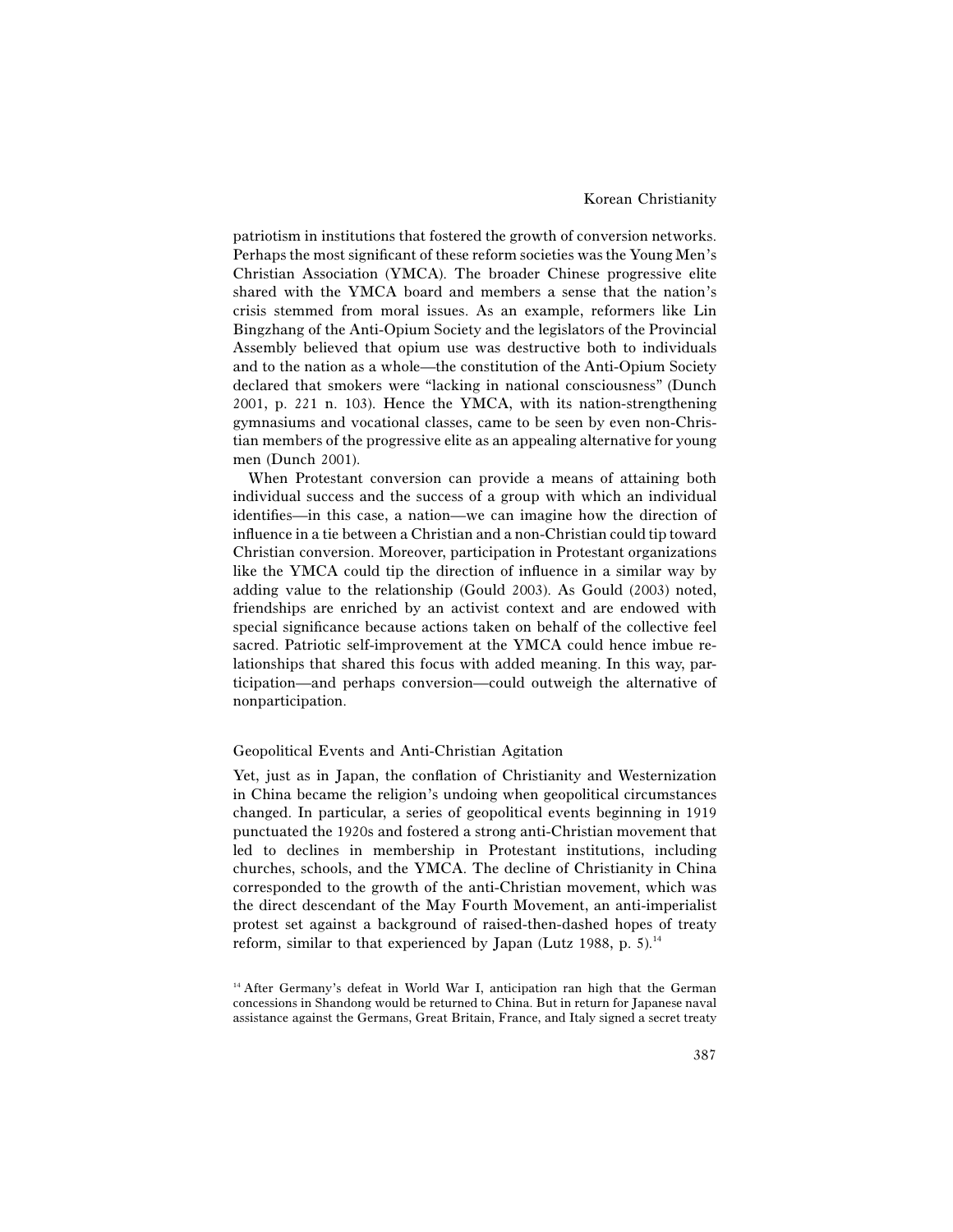patriotism in institutions that fostered the growth of conversion networks. Perhaps the most significant of these reform societies was the Young Men's Christian Association (YMCA). The broader Chinese progressive elite shared with the YMCA board and members a sense that the nation's crisis stemmed from moral issues. As an example, reformers like Lin Bingzhang of the Anti-Opium Society and the legislators of the Provincial Assembly believed that opium use was destructive both to individuals and to the nation as a whole—the constitution of the Anti-Opium Society declared that smokers were "lacking in national consciousness" (Dunch 2001, p. 221 n. 103). Hence the YMCA, with its nation-strengthening gymnasiums and vocational classes, came to be seen by even non-Christian members of the progressive elite as an appealing alternative for young men (Dunch 2001).

When Protestant conversion can provide a means of attaining both individual success and the success of a group with which an individual identifies—in this case, a nation—we can imagine how the direction of influence in a tie between a Christian and a non-Christian could tip toward Christian conversion. Moreover, participation in Protestant organizations like the YMCA could tip the direction of influence in a similar way by adding value to the relationship (Gould 2003). As Gould (2003) noted, friendships are enriched by an activist context and are endowed with special significance because actions taken on behalf of the collective feel sacred. Patriotic self-improvement at the YMCA could hence imbue relationships that shared this focus with added meaning. In this way, participation—and perhaps conversion—could outweigh the alternative of nonparticipation.

### Geopolitical Events and Anti-Christian Agitation

Yet, just as in Japan, the conflation of Christianity and Westernization in China became the religion's undoing when geopolitical circumstances changed. In particular, a series of geopolitical events beginning in 1919 punctuated the 1920s and fostered a strong anti-Christian movement that led to declines in membership in Protestant institutions, including churches, schools, and the YMCA. The decline of Christianity in China corresponded to the growth of the anti-Christian movement, which was the direct descendant of the May Fourth Movement, an anti-imperialist protest set against a background of raised-then-dashed hopes of treaty reform, similar to that experienced by Japan (Lutz 1988, p. 5).[14]

[14] After Germany's defeat in World War I, anticipation ran high that the German concessions in Shandong would be returned to China. But in return for Japanese naval assistance against the Germans, Great Britain, France, and Italy signed a secret treaty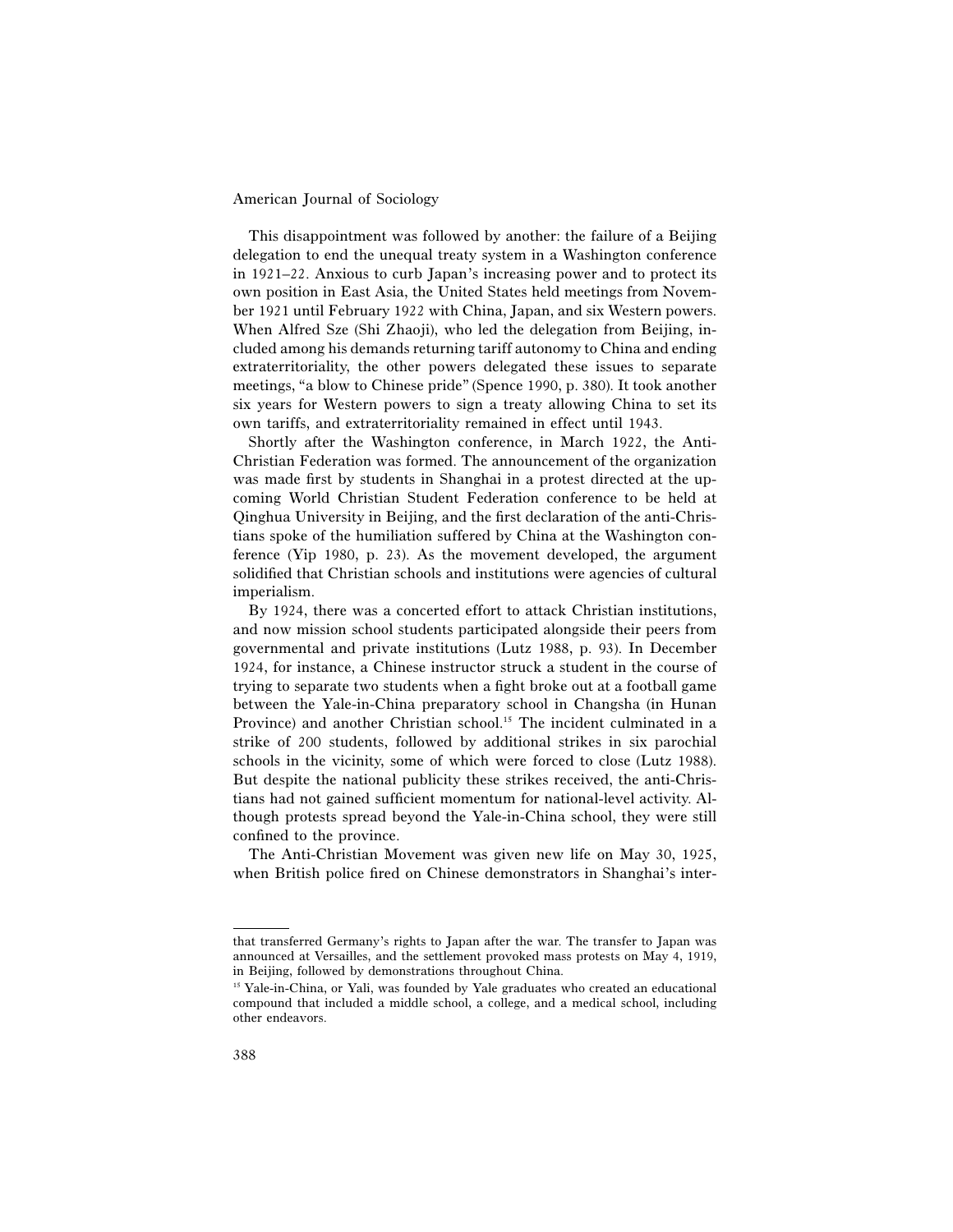This disappointment was followed by another: the failure of a Beijing delegation to end the unequal treaty system in a Washington conference in 1921–22. Anxious to curb Japan's increasing power and to protect its own position in East Asia, the United States held meetings from November 1921 until February 1922 with China, Japan, and six Western powers. When Alfred Sze (Shi Zhaoji), who led the delegation from Beijing, included among his demands returning tariff autonomy to China and ending extraterritoriality, the other powers delegated these issues to separate meetings, "a blow to Chinese pride" (Spence 1990, p. 380). It took another six years for Western powers to sign a treaty allowing China to set its own tariffs, and extraterritoriality remained in effect until 1943.

Shortly after the Washington conference, in March 1922, the Anti-Christian Federation was formed. The announcement of the organization was made first by students in Shanghai in a protest directed at the upcoming World Christian Student Federation conference to be held at Qinghua University in Beijing, and the first declaration of the anti-Christians spoke of the humiliation suffered by China at the Washington conference (Yip 1980, p. 23). As the movement developed, the argument solidified that Christian schools and institutions were agencies of cultural imperialism.

By 1924, there was a concerted effort to attack Christian institutions, and now mission school students participated alongside their peers from governmental and private institutions (Lutz 1988, p. 93). In December 1924, for instance, a Chinese instructor struck a student in the course of trying to separate two students when a fight broke out at a football game between the Yale-in-China preparatory school in Changsha (in Hunan Province) and another Christian school.[15] The incident culminated in a strike of 200 students, followed by additional strikes in six parochial schools in the vicinity, some of which were forced to close (Lutz 1988). But despite the national publicity these strikes received, the anti-Christians had not gained sufficient momentum for national-level activity. Although protests spread beyond the Yale-in-China school, they were still confined to the province.

The Anti-Christian Movement was given new life on May 30, 1925, when British police fired on Chinese demonstrators in Shanghai's inter-

---

that transferred Germany's rights to Japan after the war. The transfer to Japan was announced at Versailles, and the settlement provoked mass protests on May 4, 1919, in Beijing, followed by demonstrations throughout China.

[15] Yale-in-China, or Yali, was founded by Yale graduates who created an educational compound that included a middle school, a college, and a medical school, including other endeavors.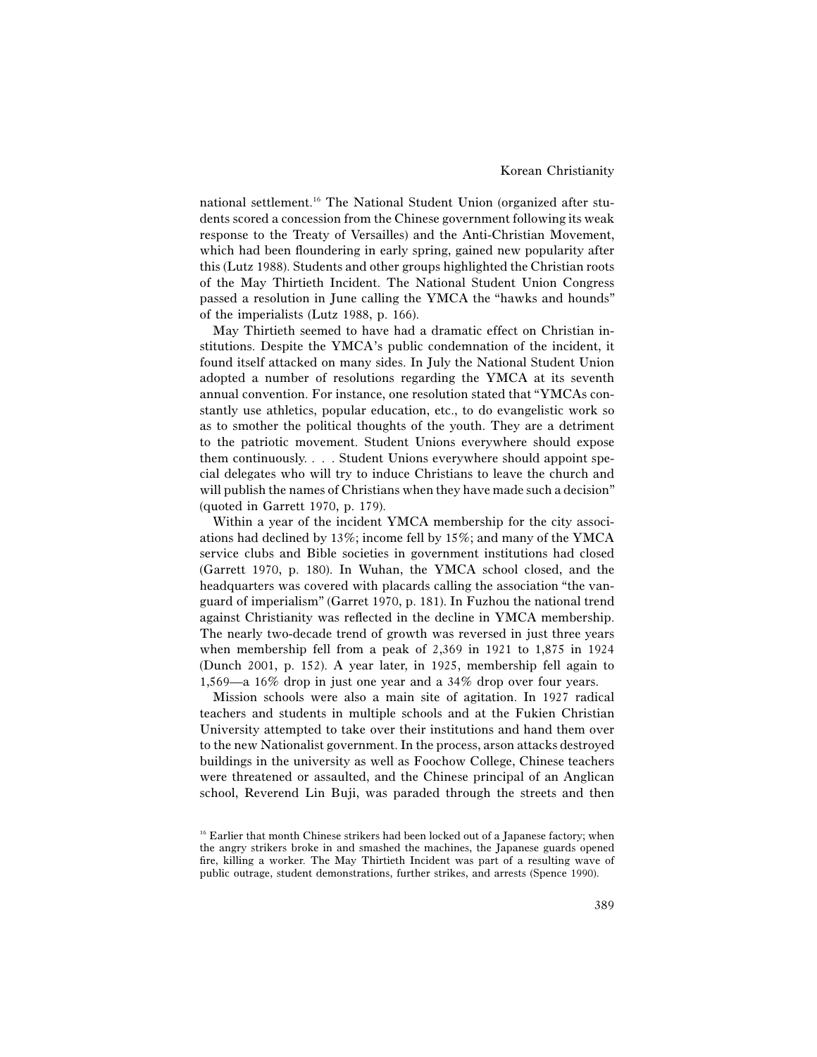national settlement.[16] The National Student Union (organized after students scored a concession from the Chinese government following its weak response to the Treaty of Versailles) and the Anti-Christian Movement, which had been floundering in early spring, gained new popularity after this (Lutz 1988). Students and other groups highlighted the Christian roots of the May Thirtieth Incident. The National Student Union Congress passed a resolution in June calling the YMCA the "hawks and hounds" of the imperialists (Lutz 1988, p. 166).

May Thirtieth seemed to have had a dramatic effect on Christian institutions. Despite the YMCA's public condemnation of the incident, it found itself attacked on many sides. In July the National Student Union adopted a number of resolutions regarding the YMCA at its seventh annual convention. For instance, one resolution stated that "YMCAs constantly use athletics, popular education, etc., to do evangelistic work so as to smother the political thoughts of the youth. They are a detriment to the patriotic movement. Student Unions everywhere should expose them continuously. . . . Student Unions everywhere should appoint special delegates who will try to induce Christians to leave the church and will publish the names of Christians when they have made such a decision" (quoted in Garrett 1970, p. 179).

Within a year of the incident YMCA membership for the city associations had declined by 13%; income fell by 15%; and many of the YMCA service clubs and Bible societies in government institutions had closed (Garrett 1970, p. 180). In Wuhan, the YMCA school closed, and the headquarters was covered with placards calling the association "the vanguard of imperialism" (Garret 1970, p. 181). In Fuzhou the national trend against Christianity was reflected in the decline in YMCA membership. The nearly two-decade trend of growth was reversed in just three years when membership fell from a peak of 2,369 in 1921 to 1,875 in 1924 (Dunch 2001, p. 152). A year later, in 1925, membership fell again to 1,569—a 16% drop in just one year and a 34% drop over four years.

Mission schools were also a main site of agitation. In 1927 radical teachers and students in multiple schools and at the Fukien Christian University attempted to take over their institutions and hand them over to the new Nationalist government. In the process, arson attacks destroyed buildings in the university as well as Foochow College, Chinese teachers were threatened or assaulted, and the Chinese principal of an Anglican school, Reverend Lin Buji, was paraded through the streets and then

[16] Earlier that month Chinese strikers had been locked out of a Japanese factory; when the angry strikers broke in and smashed the machines, the Japanese guards opened fire, killing a worker. The May Thirtieth Incident was part of a resulting wave of public outrage, student demonstrations, further strikes, and arrests (Spence 1990).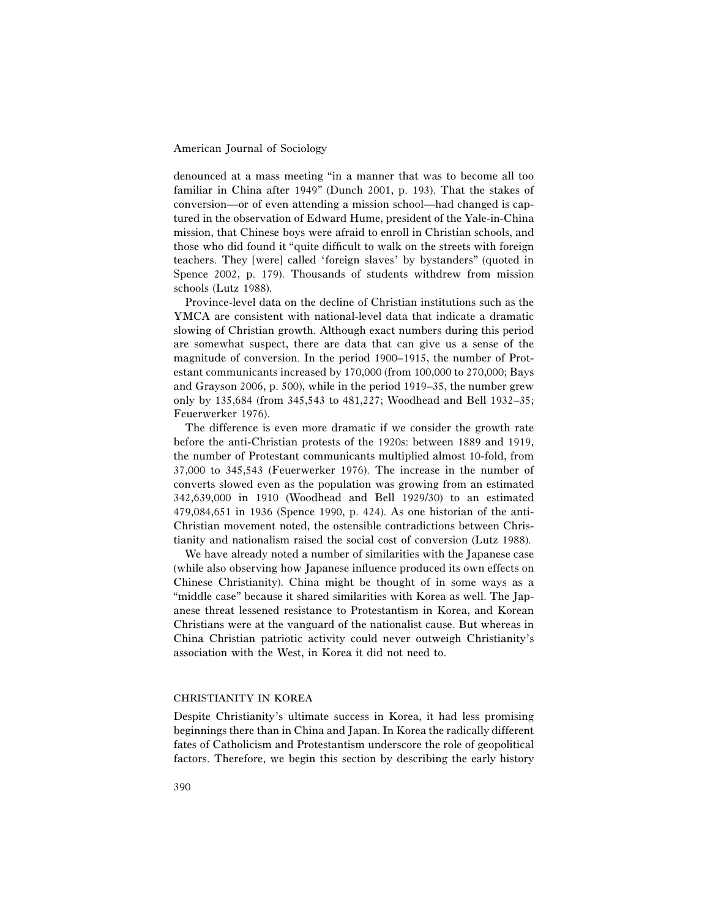denounced at a mass meeting "in a manner that was to become all too familiar in China after 1949" (Dunch 2001, p. 193). That the stakes of conversion—or of even attending a mission school—had changed is captured in the observation of Edward Hume, president of the Yale-in-China mission, that Chinese boys were afraid to enroll in Christian schools, and those who did found it "quite difficult to walk on the streets with foreign teachers. They [were] called 'foreign slaves' by bystanders" (quoted in Spence 2002, p. 179). Thousands of students withdrew from mission schools (Lutz 1988).

Province-level data on the decline of Christian institutions such as the YMCA are consistent with national-level data that indicate a dramatic slowing of Christian growth. Although exact numbers during this period are somewhat suspect, there are data that can give us a sense of the magnitude of conversion. In the period 1900–1915, the number of Protestant communicants increased by 170,000 (from 100,000 to 270,000; Bays and Grayson 2006, p. 500), while in the period 1919–35, the number grew only by 135,684 (from 345,543 to 481,227; Woodhead and Bell 1932–35; Feuerwerker 1976).

The difference is even more dramatic if we consider the growth rate before the anti-Christian protests of the 1920s: between 1889 and 1919, the number of Protestant communicants multiplied almost 10-fold, from 37,000 to 345,543 (Feuerwerker 1976). The increase in the number of converts slowed even as the population was growing from an estimated 342,639,000 in 1910 (Woodhead and Bell 1929/30) to an estimated 479,084,651 in 1936 (Spence 1990, p. 424). As one historian of the anti-Christian movement noted, the ostensible contradictions between Christianity and nationalism raised the social cost of conversion (Lutz 1988).

We have already noted a number of similarities with the Japanese case (while also observing how Japanese influence produced its own effects on Chinese Christianity). China might be thought of in some ways as a "middle case" because it shared similarities with Korea as well. The Japanese threat lessened resistance to Protestantism in Korea, and Korean Christians were at the vanguard of the nationalist cause. But whereas in China Christian patriotic activity could never outweigh Christianity's association with the West, in Korea it did not need to.

## CHRISTIANITY IN KOREA

Despite Christianity's ultimate success in Korea, it had less promising beginnings there than in China and Japan. In Korea the radically different fates of Catholicism and Protestantism underscore the role of geopolitical factors. Therefore, we begin this section by describing the early history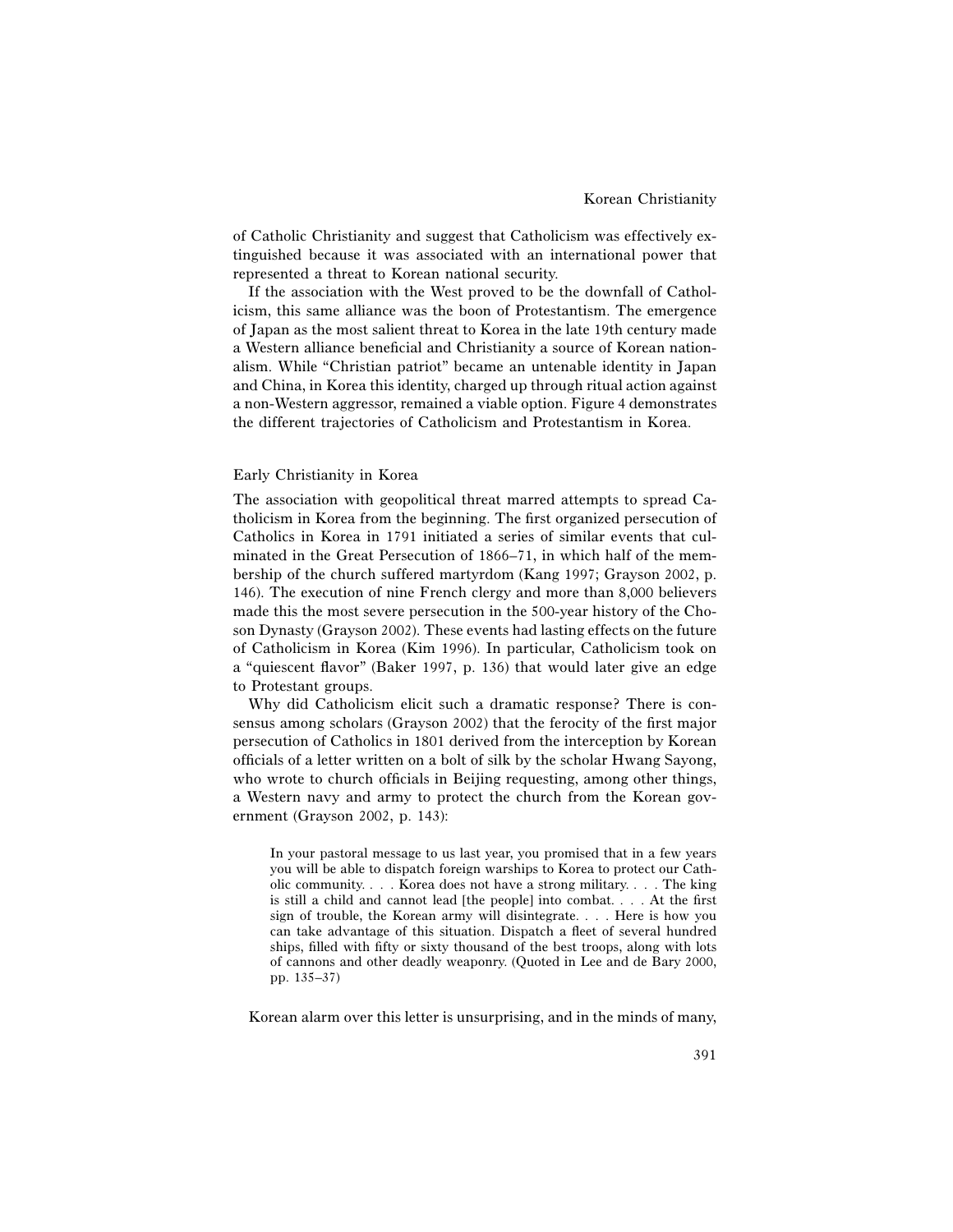of Catholic Christianity and suggest that Catholicism was effectively extinguished because it was associated with an international power that represented a threat to Korean national security.

If the association with the West proved to be the downfall of Catholicism, this same alliance was the boon of Protestantism. The emergence of Japan as the most salient threat to Korea in the late 19th century made a Western alliance beneficial and Christianity a source of Korean nationalism. While "Christian patriot" became an untenable identity in Japan and China, in Korea this identity, charged up through ritual action against a non-Western aggressor, remained a viable option. Figure 4 demonstrates the different trajectories of Catholicism and Protestantism in Korea.

## Early Christianity in Korea

The association with geopolitical threat marred attempts to spread Catholicism in Korea from the beginning. The first organized persecution of Catholics in Korea in 1791 initiated a series of similar events that culminated in the Great Persecution of 1866–71, in which half of the membership of the church suffered martyrdom (Kang 1997; Grayson 2002, p. 146). The execution of nine French clergy and more than 8,000 believers made this the most severe persecution in the 500-year history of the Choson Dynasty (Grayson 2002). These events had lasting effects on the future of Catholicism in Korea (Kim 1996). In particular, Catholicism took on a "quiescent flavor" (Baker 1997, p. 136) that would later give an edge to Protestant groups.

Why did Catholicism elicit such a dramatic response? There is consensus among scholars (Grayson 2002) that the ferocity of the first major persecution of Catholics in 1801 derived from the interception by Korean officials of a letter written on a bolt of silk by the scholar Hwang Sayong, who wrote to church officials in Beijing requesting, among other things, a Western navy and army to protect the church from the Korean government (Grayson 2002, p. 143):

> In your pastoral message to us last year, you promised that in a few years you will be able to dispatch foreign warships to Korea to protect our Catholic community. . . . Korea does not have a strong military. . . . The king is still a child and cannot lead [the people] into combat. . . . At the first sign of trouble, the Korean army will disintegrate. . . . Here is how you can take advantage of this situation. Dispatch a fleet of several hundred ships, filled with fifty or sixty thousand of the best troops, along with lots of cannons and other deadly weaponry. (Quoted in Lee and de Bary 2000, pp. 135–37)

Korean alarm over this letter is unsurprising, and in the minds of many,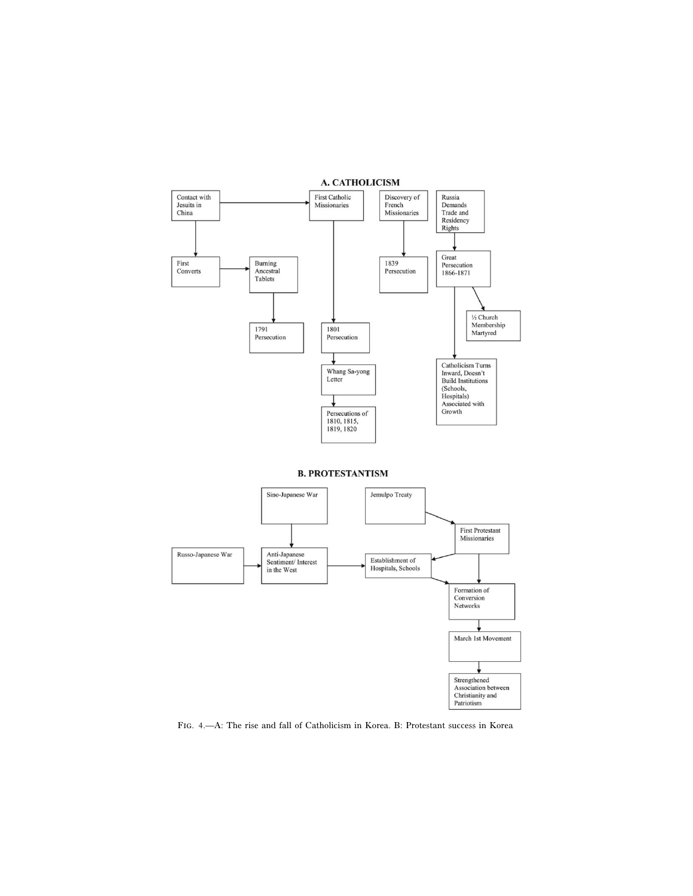## A. CATHOLICISM

- Contact with Jesuits in China → First Catholic Missionaries
- Contact with Jesuits in China → First Converts
- First Converts → Burning Ancestral Tablets
- Burning Ancestral Tablets → 1791 Persecution
- First Catholic Missionaries → 1801 Persecution
- 1801 Persecution → Whang Sa-yong Letter
- Whang Sa-yong Letter → Persecutions of 1810, 1815, 1819, 1820
- Discovery of French Missionaries → 1839 Persecution
- Russia Demands Trade and Residency Rights → Great Persecution 1866-1871
- Great Persecution 1866-1871 → ⅓ Church Membership Martyred
- Great Persecution 1866-1871 → Catholicism Turns Inward, Doesn't Build Institutions (Schools, Hospitals) Associated with Growth

## B. PROTESTANTISM

- Sino-Japanese War → Anti-Japanese Sentiment/ Interest in the West
- Russo-Japanese War → Anti-Japanese Sentiment/ Interest in the West
- Anti-Japanese Sentiment/ Interest in the West → Establishment of Hospitals, Schools
- Jemulpo Treaty → First Protestant Missionaries
- First Protestant Missionaries → Establishment of Hospitals, Schools
- First Protestant Missionaries → Formation of Conversion Networks
- Establishment of Hospitals, Schools → Formation of Conversion Networks
- Formation of Conversion Networks → March 1st Movement
- March 1st Movement → Strengthened Association between Christianity and Patriotism

FIG. 4.—A: The rise and fall of Catholicism in Korea. B: Protestant success in Korea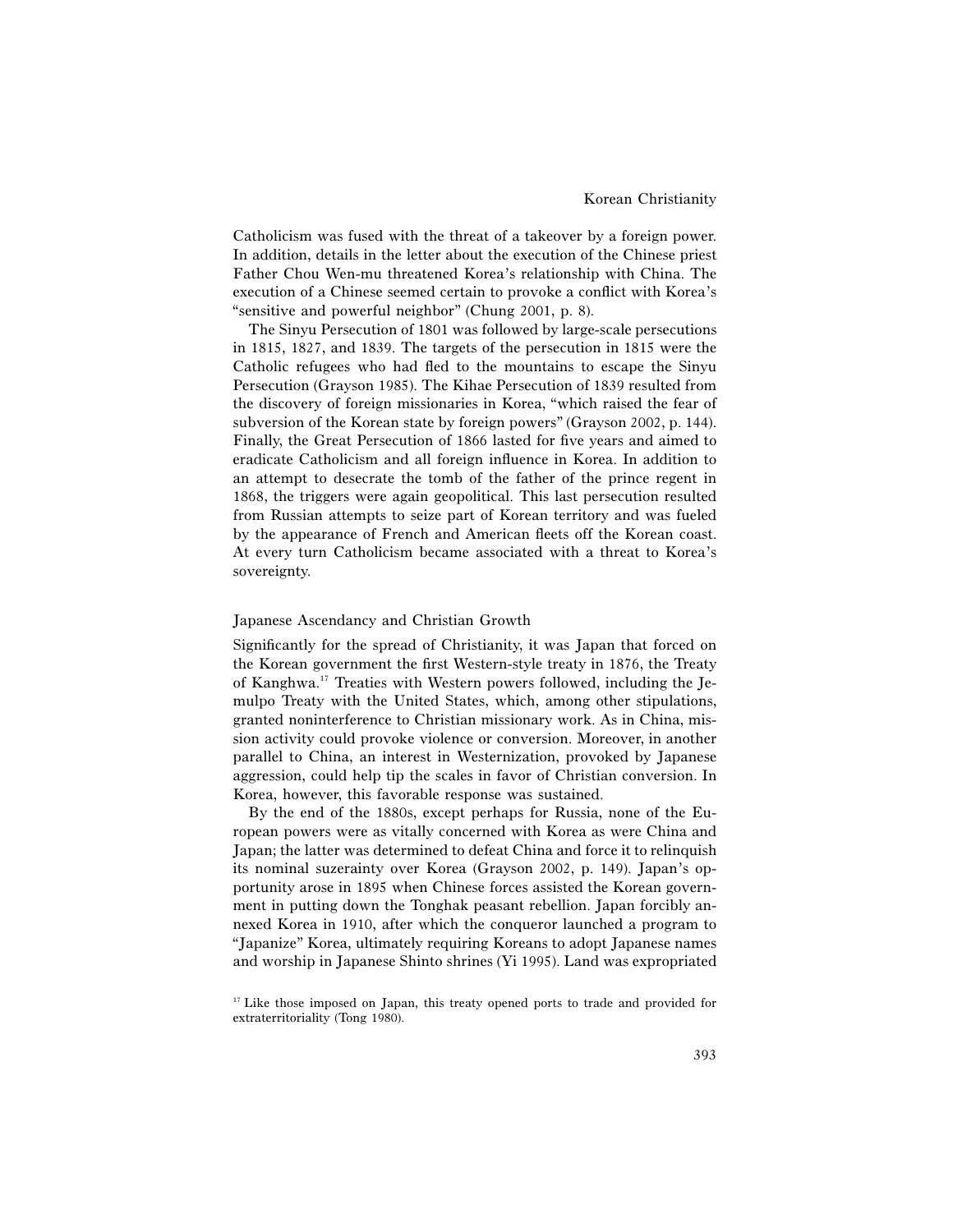Catholicism was fused with the threat of a takeover by a foreign power. In addition, details in the letter about the execution of the Chinese priest Father Chou Wen-mu threatened Korea's relationship with China. The execution of a Chinese seemed certain to provoke a conflict with Korea's "sensitive and powerful neighbor" (Chung 2001, p. 8).

The Sinyu Persecution of 1801 was followed by large-scale persecutions in 1815, 1827, and 1839. The targets of the persecution in 1815 were the Catholic refugees who had fled to the mountains to escape the Sinyu Persecution (Grayson 1985). The Kihae Persecution of 1839 resulted from the discovery of foreign missionaries in Korea, "which raised the fear of subversion of the Korean state by foreign powers" (Grayson 2002, p. 144). Finally, the Great Persecution of 1866 lasted for five years and aimed to eradicate Catholicism and all foreign influence in Korea. In addition to an attempt to desecrate the tomb of the father of the prince regent in 1868, the triggers were again geopolitical. This last persecution resulted from Russian attempts to seize part of Korean territory and was fueled by the appearance of French and American fleets off the Korean coast. At every turn Catholicism became associated with a threat to Korea's sovereignty.

## Japanese Ascendancy and Christian Growth

Significantly for the spread of Christianity, it was Japan that forced on the Korean government the first Western-style treaty in 1876, the Treaty of Kanghwa.[17] Treaties with Western powers followed, including the Jemulpo Treaty with the United States, which, among other stipulations, granted noninterference to Christian missionary work. As in China, mission activity could provoke violence or conversion. Moreover, in another parallel to China, an interest in Westernization, provoked by Japanese aggression, could help tip the scales in favor of Christian conversion. In Korea, however, this favorable response was sustained.

By the end of the 1880s, except perhaps for Russia, none of the European powers were as vitally concerned with Korea as were China and Japan; the latter was determined to defeat China and force it to relinquish its nominal suzerainty over Korea (Grayson 2002, p. 149). Japan's opportunity arose in 1895 when Chinese forces assisted the Korean government in putting down the Tonghak peasant rebellion. Japan forcibly annexed Korea in 1910, after which the conqueror launched a program to "Japanize" Korea, ultimately requiring Koreans to adopt Japanese names and worship in Japanese Shinto shrines (Yi 1995). Land was expropriated

[17] Like those imposed on Japan, this treaty opened ports to trade and provided for extraterritoriality (Tong 1980).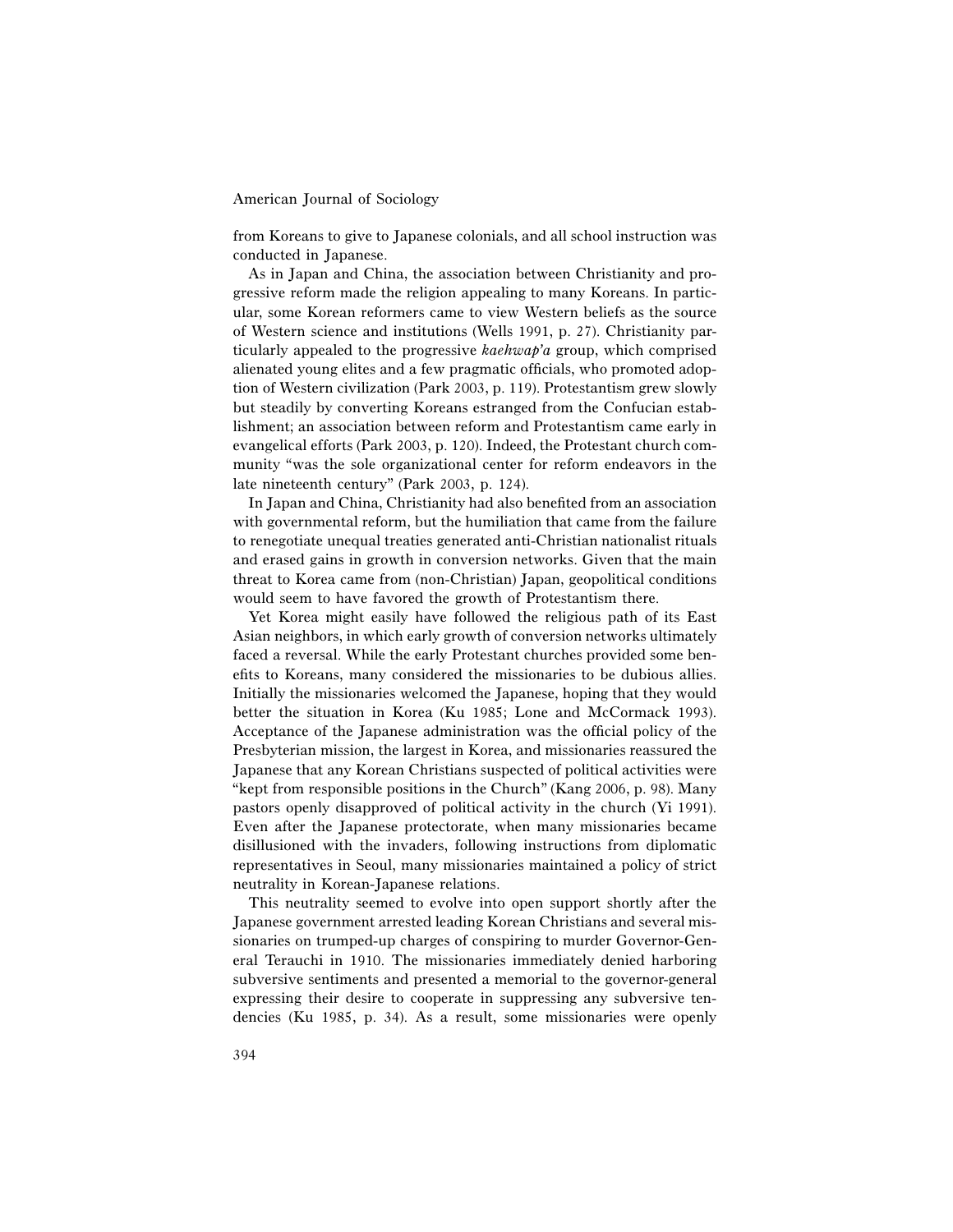from Koreans to give to Japanese colonials, and all school instruction was conducted in Japanese.

As in Japan and China, the association between Christianity and progressive reform made the religion appealing to many Koreans. In particular, some Korean reformers came to view Western beliefs as the source of Western science and institutions (Wells 1991, p. 27). Christianity particularly appealed to the progressive *kaehwap'a* group, which comprised alienated young elites and a few pragmatic officials, who promoted adoption of Western civilization (Park 2003, p. 119). Protestantism grew slowly but steadily by converting Koreans estranged from the Confucian establishment; an association between reform and Protestantism came early in evangelical efforts (Park 2003, p. 120). Indeed, the Protestant church community "was the sole organizational center for reform endeavors in the late nineteenth century" (Park 2003, p. 124).

In Japan and China, Christianity had also benefited from an association with governmental reform, but the humiliation that came from the failure to renegotiate unequal treaties generated anti-Christian nationalist rituals and erased gains in growth in conversion networks. Given that the main threat to Korea came from (non-Christian) Japan, geopolitical conditions would seem to have favored the growth of Protestantism there.

Yet Korea might easily have followed the religious path of its East Asian neighbors, in which early growth of conversion networks ultimately faced a reversal. While the early Protestant churches provided some benefits to Koreans, many considered the missionaries to be dubious allies. Initially the missionaries welcomed the Japanese, hoping that they would better the situation in Korea (Ku 1985; Lone and McCormack 1993). Acceptance of the Japanese administration was the official policy of the Presbyterian mission, the largest in Korea, and missionaries reassured the Japanese that any Korean Christians suspected of political activities were "kept from responsible positions in the Church" (Kang 2006, p. 98). Many pastors openly disapproved of political activity in the church (Yi 1991). Even after the Japanese protectorate, when many missionaries became disillusioned with the invaders, following instructions from diplomatic representatives in Seoul, many missionaries maintained a policy of strict neutrality in Korean-Japanese relations.

This neutrality seemed to evolve into open support shortly after the Japanese government arrested leading Korean Christians and several missionaries on trumped-up charges of conspiring to murder Governor-General Terauchi in 1910. The missionaries immediately denied harboring subversive sentiments and presented a memorial to the governor-general expressing their desire to cooperate in suppressing any subversive tendencies (Ku 1985, p. 34). As a result, some missionaries were openly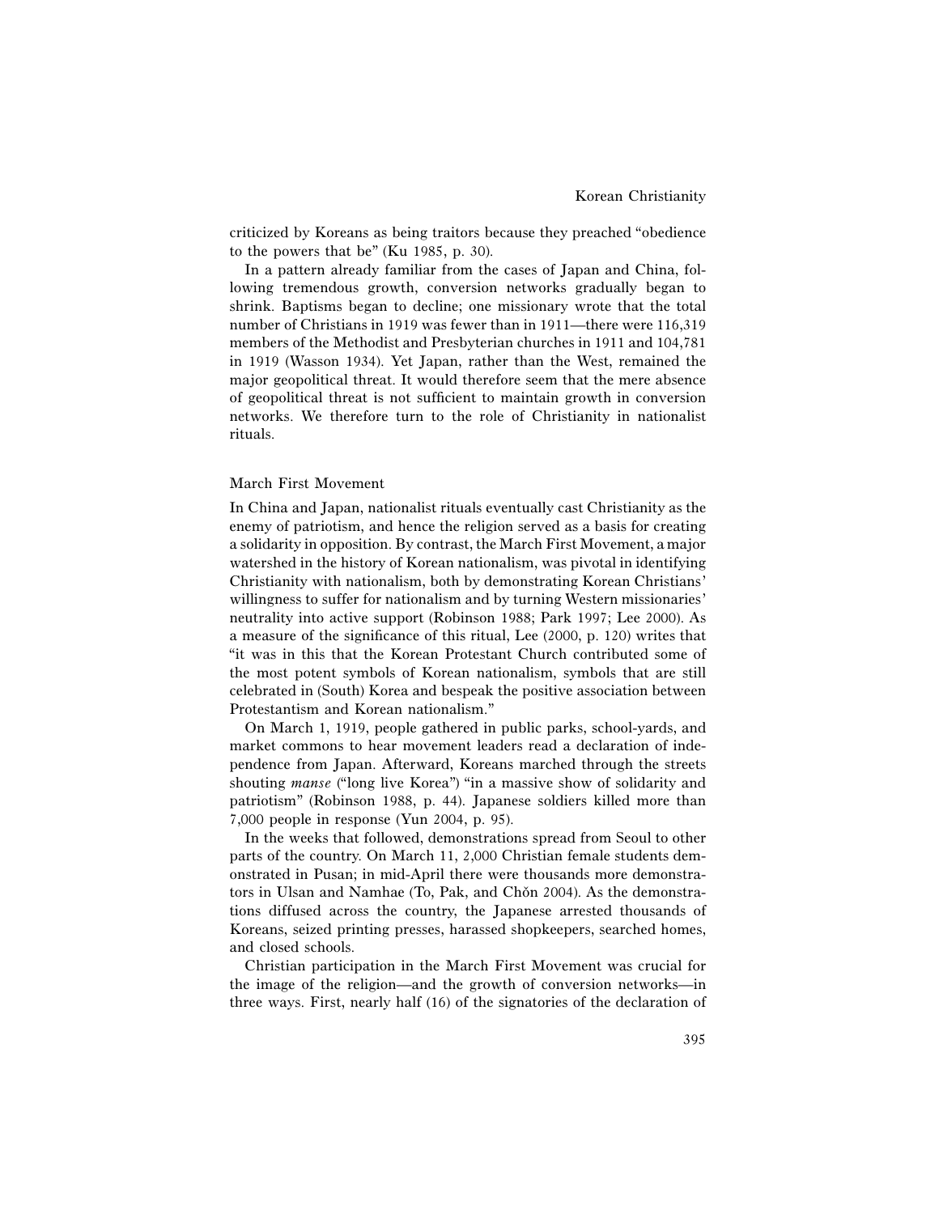criticized by Koreans as being traitors because they preached "obedience to the powers that be" (Ku 1985, p. 30).

In a pattern already familiar from the cases of Japan and China, following tremendous growth, conversion networks gradually began to shrink. Baptisms began to decline; one missionary wrote that the total number of Christians in 1919 was fewer than in 1911—there were 116,319 members of the Methodist and Presbyterian churches in 1911 and 104,781 in 1919 (Wasson 1934). Yet Japan, rather than the West, remained the major geopolitical threat. It would therefore seem that the mere absence of geopolitical threat is not sufficient to maintain growth in conversion networks. We therefore turn to the role of Christianity in nationalist rituals.

## March First Movement

In China and Japan, nationalist rituals eventually cast Christianity as the enemy of patriotism, and hence the religion served as a basis for creating a solidarity in opposition. By contrast, the March First Movement, a major watershed in the history of Korean nationalism, was pivotal in identifying Christianity with nationalism, both by demonstrating Korean Christians' willingness to suffer for nationalism and by turning Western missionaries' neutrality into active support (Robinson 1988; Park 1997; Lee 2000). As a measure of the significance of this ritual, Lee (2000, p. 120) writes that "it was in this that the Korean Protestant Church contributed some of the most potent symbols of Korean nationalism, symbols that are still celebrated in (South) Korea and bespeak the positive association between Protestantism and Korean nationalism."

On March 1, 1919, people gathered in public parks, school-yards, and market commons to hear movement leaders read a declaration of independence from Japan. Afterward, Koreans marched through the streets shouting *manse* ("long live Korea") "in a massive show of solidarity and patriotism" (Robinson 1988, p. 44). Japanese soldiers killed more than 7,000 people in response (Yun 2004, p. 95).

In the weeks that followed, demonstrations spread from Seoul to other parts of the country. On March 11, 2,000 Christian female students demonstrated in Pusan; in mid-April there were thousands more demonstrators in Ulsan and Namhae (To, Pak, and Chŏn 2004). As the demonstrations diffused across the country, the Japanese arrested thousands of Koreans, seized printing presses, harassed shopkeepers, searched homes, and closed schools.

Christian participation in the March First Movement was crucial for the image of the religion—and the growth of conversion networks—in three ways. First, nearly half (16) of the signatories of the declaration of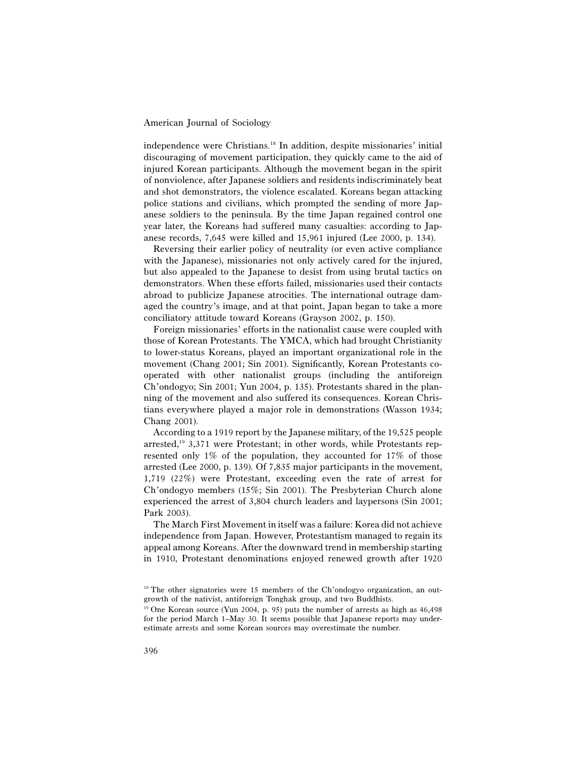independence were Christians.[18] In addition, despite missionaries' initial discouraging of movement participation, they quickly came to the aid of injured Korean participants. Although the movement began in the spirit of nonviolence, after Japanese soldiers and residents indiscriminately beat and shot demonstrators, the violence escalated. Koreans began attacking police stations and civilians, which prompted the sending of more Japanese soldiers to the peninsula. By the time Japan regained control one year later, the Koreans had suffered many casualties: according to Japanese records, 7,645 were killed and 15,961 injured (Lee 2000, p. 134).

Reversing their earlier policy of neutrality (or even active compliance with the Japanese), missionaries not only actively cared for the injured, but also appealed to the Japanese to desist from using brutal tactics on demonstrators. When these efforts failed, missionaries used their contacts abroad to publicize Japanese atrocities. The international outrage damaged the country's image, and at that point, Japan began to take a more conciliatory attitude toward Koreans (Grayson 2002, p. 150).

Foreign missionaries' efforts in the nationalist cause were coupled with those of Korean Protestants. The YMCA, which had brought Christianity to lower-status Koreans, played an important organizational role in the movement (Chang 2001; Sin 2001). Significantly, Korean Protestants cooperated with other nationalist groups (including the antiforeign Ch'ondogyo; Sin 2001; Yun 2004, p. 135). Protestants shared in the planning of the movement and also suffered its consequences. Korean Christians everywhere played a major role in demonstrations (Wasson 1934; Chang 2001).

According to a 1919 report by the Japanese military, of the 19,525 people arrested,[19] 3,371 were Protestant; in other words, while Protestants represented only 1% of the population, they accounted for 17% of those arrested (Lee 2000, p. 139). Of 7,835 major participants in the movement, 1,719 (22%) were Protestant, exceeding even the rate of arrest for Ch'ondogyo members (15%; Sin 2001). The Presbyterian Church alone experienced the arrest of 3,804 church leaders and laypersons (Sin 2001; Park 2003).

The March First Movement in itself was a failure: Korea did not achieve independence from Japan. However, Protestantism managed to regain its appeal among Koreans. After the downward trend in membership starting in 1910, Protestant denominations enjoyed renewed growth after 1920

[18] The other signatories were 15 members of the Ch'ondogyo organization, an outgrowth of the nativist, antiforeign Tonghak group, and two Buddhists.

[19] One Korean source (Yun 2004, p. 95) puts the number of arrests as high as 46,498 for the period March 1–May 30. It seems possible that Japanese reports may underestimate arrests and some Korean sources may overestimate the number.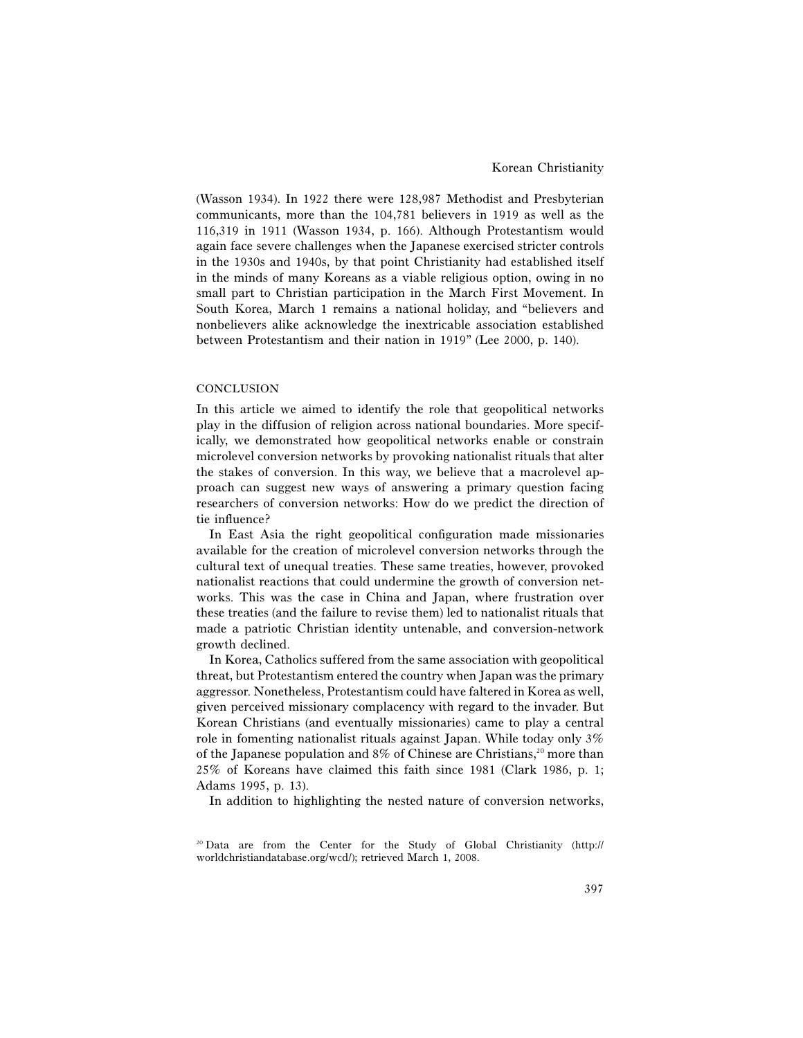(Wasson 1934). In 1922 there were 128,987 Methodist and Presbyterian communicants, more than the 104,781 believers in 1919 as well as the 116,319 in 1911 (Wasson 1934, p. 166). Although Protestantism would again face severe challenges when the Japanese exercised stricter controls in the 1930s and 1940s, by that point Christianity had established itself in the minds of many Koreans as a viable religious option, owing in no small part to Christian participation in the March First Movement. In South Korea, March 1 remains a national holiday, and "believers and nonbelievers alike acknowledge the inextricable association established between Protestantism and their nation in 1919" (Lee 2000, p. 140).

## CONCLUSION

In this article we aimed to identify the role that geopolitical networks play in the diffusion of religion across national boundaries. More specifically, we demonstrated how geopolitical networks enable or constrain microlevel conversion networks by provoking nationalist rituals that alter the stakes of conversion. In this way, we believe that a macrolevel approach can suggest new ways of answering a primary question facing researchers of conversion networks: How do we predict the direction of tie influence?

In East Asia the right geopolitical configuration made missionaries available for the creation of microlevel conversion networks through the cultural text of unequal treaties. These same treaties, however, provoked nationalist reactions that could undermine the growth of conversion networks. This was the case in China and Japan, where frustration over these treaties (and the failure to revise them) led to nationalist rituals that made a patriotic Christian identity untenable, and conversion-network growth declined.

In Korea, Catholics suffered from the same association with geopolitical threat, but Protestantism entered the country when Japan was the primary aggressor. Nonetheless, Protestantism could have faltered in Korea as well, given perceived missionary complacency with regard to the invader. But Korean Christians (and eventually missionaries) came to play a central role in fomenting nationalist rituals against Japan. While today only 3% of the Japanese population and 8% of Chinese are Christians,[20] more than 25% of Koreans have claimed this faith since 1981 (Clark 1986, p. 1; Adams 1995, p. 13).

In addition to highlighting the nested nature of conversion networks,

[20] Data are from the Center for the Study of Global Christianity (http://worldchristiandatabase.org/wcd/); retrieved March 1, 2008.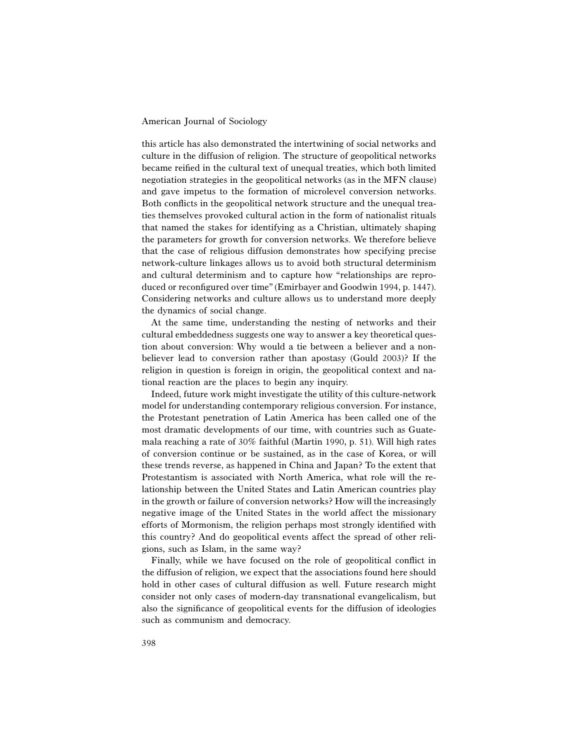this article has also demonstrated the intertwining of social networks and culture in the diffusion of religion. The structure of geopolitical networks became reified in the cultural text of unequal treaties, which both limited negotiation strategies in the geopolitical networks (as in the MFN clause) and gave impetus to the formation of microlevel conversion networks. Both conflicts in the geopolitical network structure and the unequal treaties themselves provoked cultural action in the form of nationalist rituals that named the stakes for identifying as a Christian, ultimately shaping the parameters for growth for conversion networks. We therefore believe that the case of religious diffusion demonstrates how specifying precise network-culture linkages allows us to avoid both structural determinism and cultural determinism and to capture how "relationships are reproduced or reconfigured over time" (Emirbayer and Goodwin 1994, p. 1447). Considering networks and culture allows us to understand more deeply the dynamics of social change.

At the same time, understanding the nesting of networks and their cultural embeddedness suggests one way to answer a key theoretical question about conversion: Why would a tie between a believer and a nonbeliever lead to conversion rather than apostasy (Gould 2003)? If the religion in question is foreign in origin, the geopolitical context and national reaction are the places to begin any inquiry.

Indeed, future work might investigate the utility of this culture-network model for understanding contemporary religious conversion. For instance, the Protestant penetration of Latin America has been called one of the most dramatic developments of our time, with countries such as Guatemala reaching a rate of 30% faithful (Martin 1990, p. 51). Will high rates of conversion continue or be sustained, as in the case of Korea, or will these trends reverse, as happened in China and Japan? To the extent that Protestantism is associated with North America, what role will the relationship between the United States and Latin American countries play in the growth or failure of conversion networks? How will the increasingly negative image of the United States in the world affect the missionary efforts of Mormonism, the religion perhaps most strongly identified with this country? And do geopolitical events affect the spread of other religions, such as Islam, in the same way?

Finally, while we have focused on the role of geopolitical conflict in the diffusion of religion, we expect that the associations found here should hold in other cases of cultural diffusion as well. Future research might consider not only cases of modern-day transnational evangelicalism, but also the significance of geopolitical events for the diffusion of ideologies such as communism and democracy.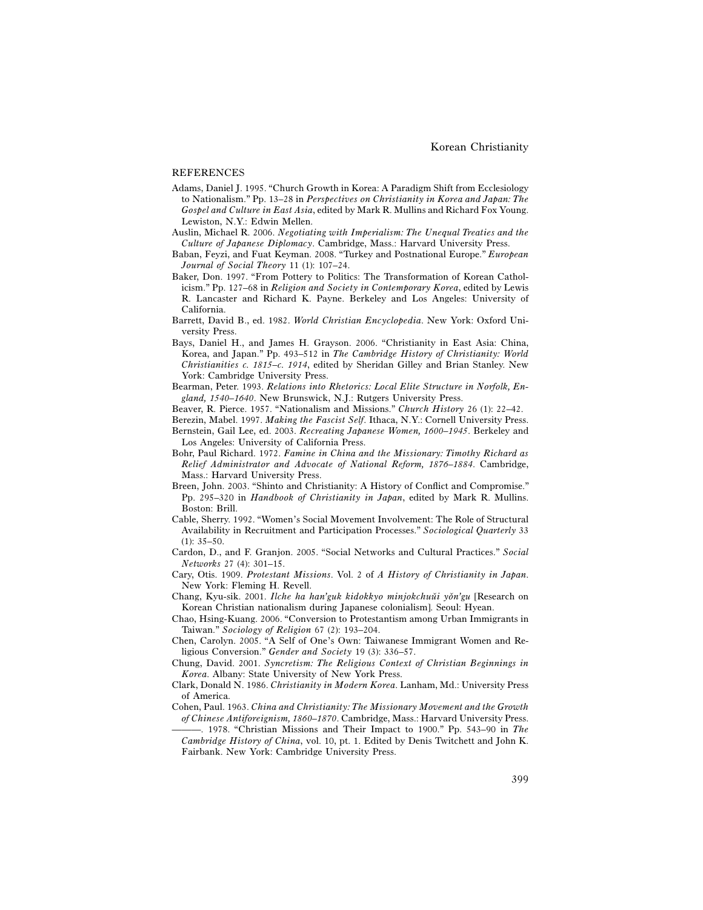## REFERENCES

Adams, Daniel J. 1995. "Church Growth in Korea: A Paradigm Shift from Ecclesiology to Nationalism." Pp. 13–28 in *Perspectives on Christianity in Korea and Japan: The Gospel and Culture in East Asia*, edited by Mark R. Mullins and Richard Fox Young. Lewiston, N.Y.: Edwin Mellen.

Auslin, Michael R. 2006. *Negotiating with Imperialism: The Unequal Treaties and the Culture of Japanese Diplomacy*. Cambridge, Mass.: Harvard University Press.

Baban, Feyzi, and Fuat Keyman. 2008. "Turkey and Postnational Europe." *European Journal of Social Theory* 11 (1): 107–24.

Baker, Don. 1997. "From Pottery to Politics: The Transformation of Korean Catholicism." Pp. 127–68 in *Religion and Society in Contemporary Korea*, edited by Lewis R. Lancaster and Richard K. Payne. Berkeley and Los Angeles: University of California.

Barrett, David B., ed. 1982. *World Christian Encyclopedia*. New York: Oxford University Press.

Bays, Daniel H., and James H. Grayson. 2006. "Christianity in East Asia: China, Korea, and Japan." Pp. 493–512 in *The Cambridge History of Christianity: World Christianities c. 1815–c. 1914*, edited by Sheridan Gilley and Brian Stanley. New York: Cambridge University Press.

Bearman, Peter. 1993. *Relations into Rhetorics: Local Elite Structure in Norfolk, England, 1540–1640*. New Brunswick, N.J.: Rutgers University Press.

Beaver, R. Pierce. 1957. "Nationalism and Missions." *Church History* 26 (1): 22–42.

Berezin, Mabel. 1997. *Making the Fascist Self*. Ithaca, N.Y.: Cornell University Press.

Bernstein, Gail Lee, ed. 2003. *Recreating Japanese Women, 1600–1945*. Berkeley and Los Angeles: University of California Press.

Bohr, Paul Richard. 1972. *Famine in China and the Missionary: Timothy Richard as Relief Administrator and Advocate of National Reform, 1876–1884*. Cambridge, Mass.: Harvard University Press.

Breen, John. 2003. "Shinto and Christianity: A History of Conflict and Compromise." Pp. 295–320 in *Handbook of Christianity in Japan*, edited by Mark R. Mullins. Boston: Brill.

Cable, Sherry. 1992. "Women's Social Movement Involvement: The Role of Structural Availability in Recruitment and Participation Processes." *Sociological Quarterly* 33 (1): 35–50.

Cardon, D., and F. Granjon. 2005. "Social Networks and Cultural Practices." *Social Networks* 27 (4): 301–15.

Cary, Otis. 1909. *Protestant Missions*. Vol. 2 of *A History of Christianity in Japan*. New York: Fleming H. Revell.

Chang, Kyu-sik. 2001. *Ilche ha han'guk kidokkyo minjokchuŭi yŏn'gu* [Research on Korean Christian nationalism during Japanese colonialism]. Seoul: Hyean.

Chao, Hsing-Kuang. 2006. "Conversion to Protestantism among Urban Immigrants in Taiwan." *Sociology of Religion* 67 (2): 193–204.

Chen, Carolyn. 2005. "A Self of One's Own: Taiwanese Immigrant Women and Religious Conversion." *Gender and Society* 19 (3): 336–57.

Chung, David. 2001. *Syncretism: The Religious Context of Christian Beginnings in Korea*. Albany: State University of New York Press.

Clark, Donald N. 1986. *Christianity in Modern Korea*. Lanham, Md.: University Press of America.

Cohen, Paul. 1963. *China and Christianity: The Missionary Movement and the Growth of Chinese Antiforeignism, 1860–1870*. Cambridge, Mass.: Harvard University Press.

———. 1978. "Christian Missions and Their Impact to 1900." Pp. 543–90 in *The Cambridge History of China*, vol. 10, pt. 1. Edited by Denis Twitchett and John K. Fairbank. New York: Cambridge University Press.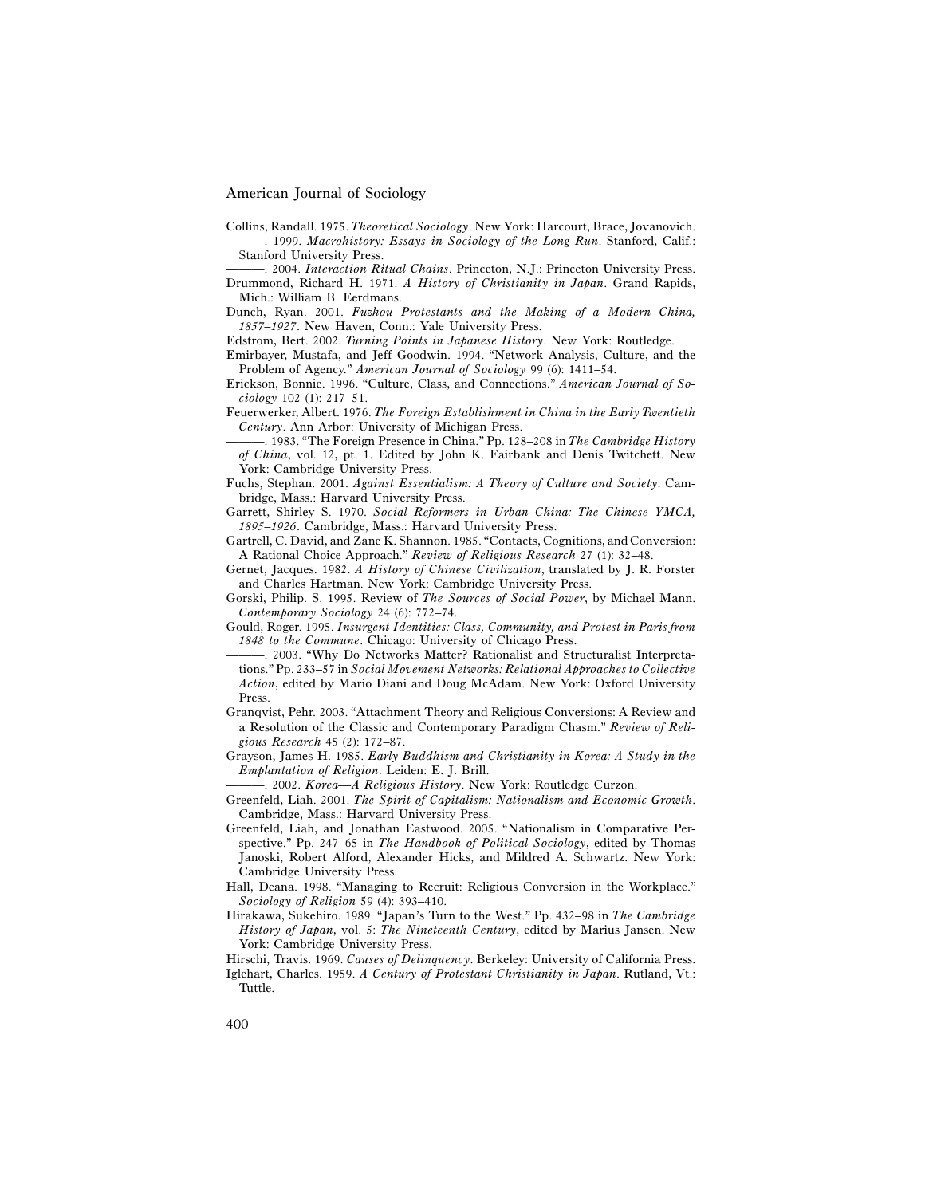Collins, Randall. 1975. *Theoretical Sociology*. New York: Harcourt, Brace, Jovanovich.

———. 1999. *Macrohistory: Essays in Sociology of the Long Run*. Stanford, Calif.: Stanford University Press.

———. 2004. *Interaction Ritual Chains*. Princeton, N.J.: Princeton University Press.

Drummond, Richard H. 1971. *A History of Christianity in Japan*. Grand Rapids, Mich.: William B. Eerdmans.

Dunch, Ryan. 2001. *Fuzhou Protestants and the Making of a Modern China, 1857–1927*. New Haven, Conn.: Yale University Press.

Edstrom, Bert. 2002. *Turning Points in Japanese History*. New York: Routledge.

Emirbayer, Mustafa, and Jeff Goodwin. 1994. "Network Analysis, Culture, and the Problem of Agency." *American Journal of Sociology* 99 (6): 1411–54.

Erickson, Bonnie. 1996. "Culture, Class, and Connections." *American Journal of Sociology* 102 (1): 217–51.

Feuerwerker, Albert. 1976. *The Foreign Establishment in China in the Early Twentieth Century*. Ann Arbor: University of Michigan Press.

———. 1983. "The Foreign Presence in China." Pp. 128–208 in *The Cambridge History of China*, vol. 12, pt. 1. Edited by John K. Fairbank and Denis Twitchett. New York: Cambridge University Press.

Fuchs, Stephan. 2001. *Against Essentialism: A Theory of Culture and Society*. Cambridge, Mass.: Harvard University Press.

Garrett, Shirley S. 1970. *Social Reformers in Urban China: The Chinese YMCA, 1895–1926*. Cambridge, Mass.: Harvard University Press.

Gartrell, C. David, and Zane K. Shannon. 1985. "Contacts, Cognitions, and Conversion: A Rational Choice Approach." *Review of Religious Research* 27 (1): 32–48.

Gernet, Jacques. 1982. *A History of Chinese Civilization*, translated by J. R. Forster and Charles Hartman. New York: Cambridge University Press.

Gorski, Philip. S. 1995. Review of *The Sources of Social Power*, by Michael Mann. *Contemporary Sociology* 24 (6): 772–74.

Gould, Roger. 1995. *Insurgent Identities: Class, Community, and Protest in Paris from 1848 to the Commune*. Chicago: University of Chicago Press.

———. 2003. "Why Do Networks Matter? Rationalist and Structuralist Interpretations." Pp. 233–57 in *Social Movement Networks: Relational Approaches to Collective Action*, edited by Mario Diani and Doug McAdam. New York: Oxford University Press.

Granqvist, Pehr. 2003. "Attachment Theory and Religious Conversions: A Review and a Resolution of the Classic and Contemporary Paradigm Chasm." *Review of Religious Research* 45 (2): 172–87.

Grayson, James H. 1985. *Early Buddhism and Christianity in Korea: A Study in the Emplantation of Religion*. Leiden: E. J. Brill.

———. 2002. *Korea—A Religious History*. New York: Routledge Curzon.

Greenfeld, Liah. 2001. *The Spirit of Capitalism: Nationalism and Economic Growth*. Cambridge, Mass.: Harvard University Press.

Greenfeld, Liah, and Jonathan Eastwood. 2005. "Nationalism in Comparative Perspective." Pp. 247–65 in *The Handbook of Political Sociology*, edited by Thomas Janoski, Robert Alford, Alexander Hicks, and Mildred A. Schwartz. New York: Cambridge University Press.

Hall, Deana. 1998. "Managing to Recruit: Religious Conversion in the Workplace." *Sociology of Religion* 59 (4): 393–410.

Hirakawa, Sukehiro. 1989. "Japan's Turn to the West." Pp. 432–98 in *The Cambridge History of Japan*, vol. 5: *The Nineteenth Century*, edited by Marius Jansen. New York: Cambridge University Press.

Hirschi, Travis. 1969. *Causes of Delinquency*. Berkeley: University of California Press.

Iglehart, Charles. 1959. *A Century of Protestant Christianity in Japan*. Rutland, Vt.: Tuttle.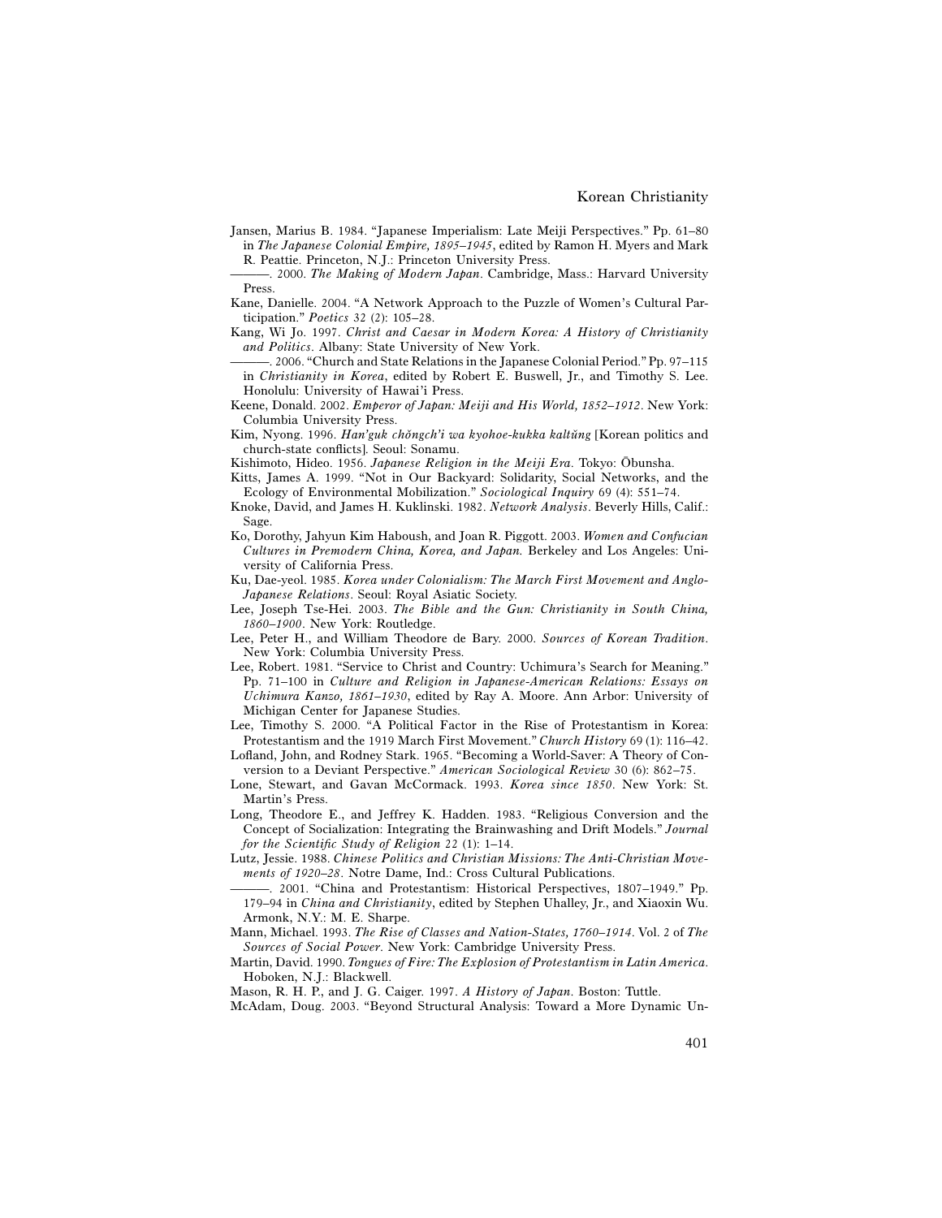Jansen, Marius B. 1984. "Japanese Imperialism: Late Meiji Perspectives." Pp. 61–80 in *The Japanese Colonial Empire, 1895–1945*, edited by Ramon H. Myers and Mark R. Peattie. Princeton, N.J.: Princeton University Press.

———. 2000. *The Making of Modern Japan*. Cambridge, Mass.: Harvard University Press.

Kane, Danielle. 2004. "A Network Approach to the Puzzle of Women's Cultural Participation." *Poetics* 32 (2): 105–28.

Kang, Wi Jo. 1997. *Christ and Caesar in Modern Korea: A History of Christianity and Politics*. Albany: State University of New York.

———. 2006. "Church and State Relations in the Japanese Colonial Period." Pp. 97–115 in *Christianity in Korea*, edited by Robert E. Buswell, Jr., and Timothy S. Lee. Honolulu: University of Hawai'i Press.

Keene, Donald. 2002. *Emperor of Japan: Meiji and His World, 1852–1912*. New York: Columbia University Press.

Kim, Nyong. 1996. *Han'guk chŏngch'i wa kyohoe-kukka kaltŭng* [Korean politics and church-state conflicts]. Seoul: Sonamu.

Kishimoto, Hideo. 1956. *Japanese Religion in the Meiji Era*. Tokyo: Ōbunsha.

Kitts, James A. 1999. "Not in Our Backyard: Solidarity, Social Networks, and the Ecology of Environmental Mobilization." *Sociological Inquiry* 69 (4): 551–74.

Knoke, David, and James H. Kuklinski. 1982. *Network Analysis*. Beverly Hills, Calif.: Sage.

Ko, Dorothy, Jahyun Kim Haboush, and Joan R. Piggott. 2003. *Women and Confucian Cultures in Premodern China, Korea, and Japan.* Berkeley and Los Angeles: University of California Press.

Ku, Dae-yeol. 1985. *Korea under Colonialism: The March First Movement and Anglo-Japanese Relations*. Seoul: Royal Asiatic Society.

Lee, Joseph Tse-Hei. 2003. *The Bible and the Gun: Christianity in South China, 1860–1900*. New York: Routledge.

Lee, Peter H., and William Theodore de Bary. 2000. *Sources of Korean Tradition*. New York: Columbia University Press.

Lee, Robert. 1981. "Service to Christ and Country: Uchimura's Search for Meaning." Pp. 71–100 in *Culture and Religion in Japanese-American Relations: Essays on Uchimura Kanzo, 1861–1930*, edited by Ray A. Moore. Ann Arbor: University of Michigan Center for Japanese Studies.

Lee, Timothy S. 2000. "A Political Factor in the Rise of Protestantism in Korea: Protestantism and the 1919 March First Movement." *Church History* 69 (1): 116–42.

Lofland, John, and Rodney Stark. 1965. "Becoming a World-Saver: A Theory of Conversion to a Deviant Perspective." *American Sociological Review* 30 (6): 862–75.

Lone, Stewart, and Gavan McCormack. 1993. *Korea since 1850*. New York: St. Martin's Press.

Long, Theodore E., and Jeffrey K. Hadden. 1983. "Religious Conversion and the Concept of Socialization: Integrating the Brainwashing and Drift Models." *Journal for the Scientific Study of Religion* 22 (1): 1–14.

Lutz, Jessie. 1988. *Chinese Politics and Christian Missions: The Anti-Christian Movements of 1920–28*. Notre Dame, Ind.: Cross Cultural Publications.

———. 2001. "China and Protestantism: Historical Perspectives, 1807–1949." Pp. 179–94 in *China and Christianity*, edited by Stephen Uhalley, Jr., and Xiaoxin Wu. Armonk, N.Y.: M. E. Sharpe.

Mann, Michael. 1993. *The Rise of Classes and Nation-States, 1760–1914*. Vol. 2 of *The Sources of Social Power*. New York: Cambridge University Press.

Martin, David. 1990. *Tongues of Fire: The Explosion of Protestantism in Latin America*. Hoboken, N.J.: Blackwell.

Mason, R. H. P., and J. G. Caiger. 1997. *A History of Japan*. Boston: Tuttle.

McAdam, Doug. 2003. "Beyond Structural Analysis: Toward a More Dynamic Un-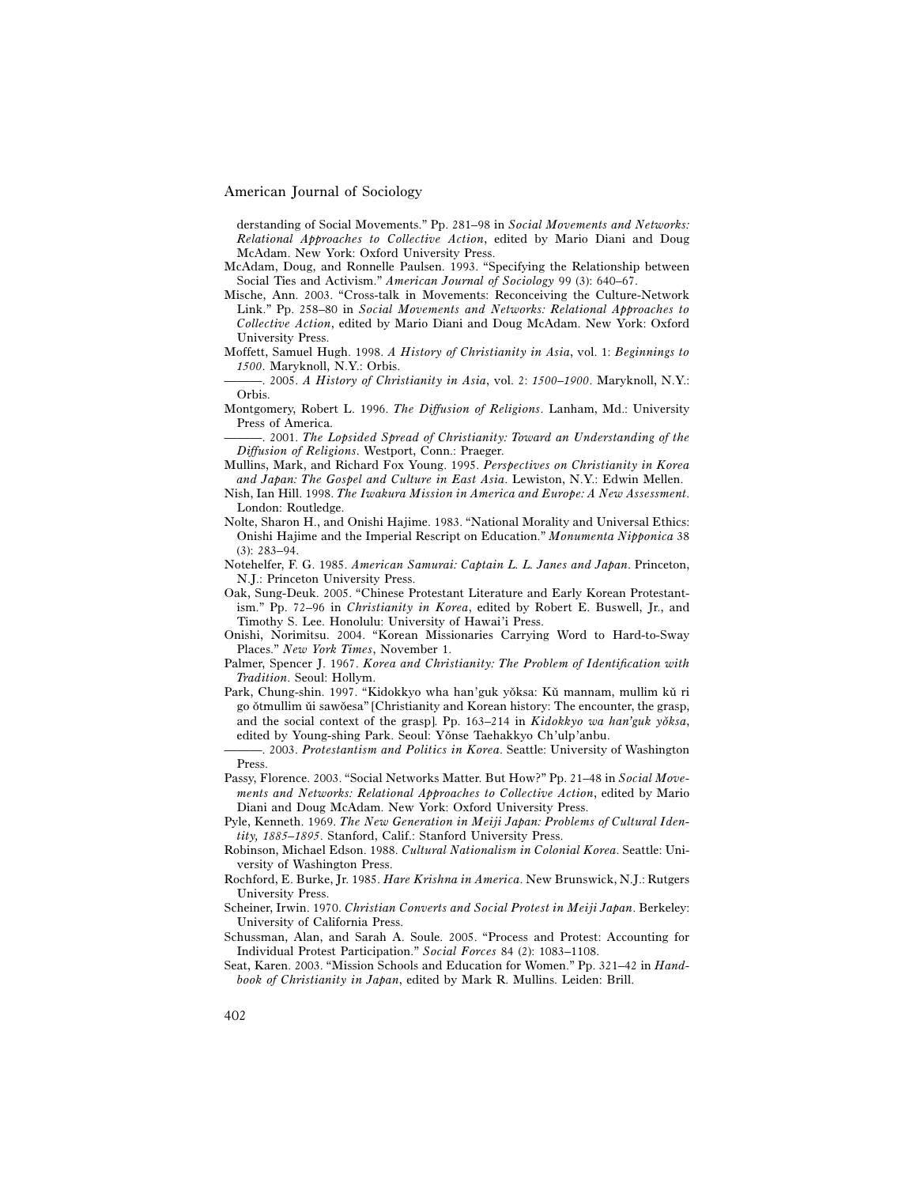derstanding of Social Movements." Pp. 281–98 in *Social Movements and Networks: Relational Approaches to Collective Action*, edited by Mario Diani and Doug McAdam. New York: Oxford University Press.

McAdam, Doug, and Ronnelle Paulsen. 1993. "Specifying the Relationship between Social Ties and Activism." *American Journal of Sociology* 99 (3): 640–67.

Mische, Ann. 2003. "Cross-talk in Movements: Reconceiving the Culture-Network Link." Pp. 258–80 in *Social Movements and Networks: Relational Approaches to Collective Action*, edited by Mario Diani and Doug McAdam. New York: Oxford University Press.

Moffett, Samuel Hugh. 1998. *A History of Christianity in Asia*, vol. 1: *Beginnings to 1500*. Maryknoll, N.Y.: Orbis.

———. 2005. *A History of Christianity in Asia*, vol. 2: *1500–1900*. Maryknoll, N.Y.: Orbis.

Montgomery, Robert L. 1996. *The Diffusion of Religions*. Lanham, Md.: University Press of America.

———. 2001. *The Lopsided Spread of Christianity: Toward an Understanding of the Diffusion of Religions*. Westport, Conn.: Praeger.

Mullins, Mark, and Richard Fox Young. 1995. *Perspectives on Christianity in Korea and Japan: The Gospel and Culture in East Asia*. Lewiston, N.Y.: Edwin Mellen.

Nish, Ian Hill. 1998. *The Iwakura Mission in America and Europe: A New Assessment*. London: Routledge.

Nolte, Sharon H., and Onishi Hajime. 1983. "National Morality and Universal Ethics: Onishi Hajime and the Imperial Rescript on Education." *Monumenta Nipponica* 38 (3): 283–94.

Notehelfer, F. G. 1985. *American Samurai: Captain L. L. Janes and Japan*. Princeton, N.J.: Princeton University Press.

Oak, Sung-Deuk. 2005. "Chinese Protestant Literature and Early Korean Protestantism." Pp. 72–96 in *Christianity in Korea*, edited by Robert E. Buswell, Jr., and Timothy S. Lee. Honolulu: University of Hawai'i Press.

Onishi, Norimitsu. 2004. "Korean Missionaries Carrying Word to Hard-to-Sway Places." *New York Times*, November 1.

Palmer, Spencer J. 1967. *Korea and Christianity: The Problem of Identification with Tradition*. Seoul: Hollym.

Park, Chung-shin. 1997. "Kidokkyo wha han'guk yŏksa: Kŭ mannam, mullim kŭ ri go ŏtmullim ŭi sawŏesa" [Christianity and Korean history: The encounter, the grasp, and the social context of the grasp]. Pp. 163–214 in *Kidokkyo wa han'guk yŏksa*, edited by Young-shing Park. Seoul: Yŏnse Taehakkyo Ch'ulp'anbu.

———. 2003. *Protestantism and Politics in Korea*. Seattle: University of Washington Press.

Passy, Florence. 2003. "Social Networks Matter. But How?" Pp. 21–48 in *Social Movements and Networks: Relational Approaches to Collective Action*, edited by Mario Diani and Doug McAdam. New York: Oxford University Press.

Pyle, Kenneth. 1969. *The New Generation in Meiji Japan: Problems of Cultural Identity, 1885–1895*. Stanford, Calif.: Stanford University Press.

Robinson, Michael Edson. 1988. *Cultural Nationalism in Colonial Korea*. Seattle: University of Washington Press.

Rochford, E. Burke, Jr. 1985. *Hare Krishna in America*. New Brunswick, N.J.: Rutgers University Press.

Scheiner, Irwin. 1970. *Christian Converts and Social Protest in Meiji Japan*. Berkeley: University of California Press.

Schussman, Alan, and Sarah A. Soule. 2005. "Process and Protest: Accounting for Individual Protest Participation." *Social Forces* 84 (2): 1083–1108.

Seat, Karen. 2003. "Mission Schools and Education for Women." Pp. 321–42 in *Handbook of Christianity in Japan*, edited by Mark R. Mullins. Leiden: Brill.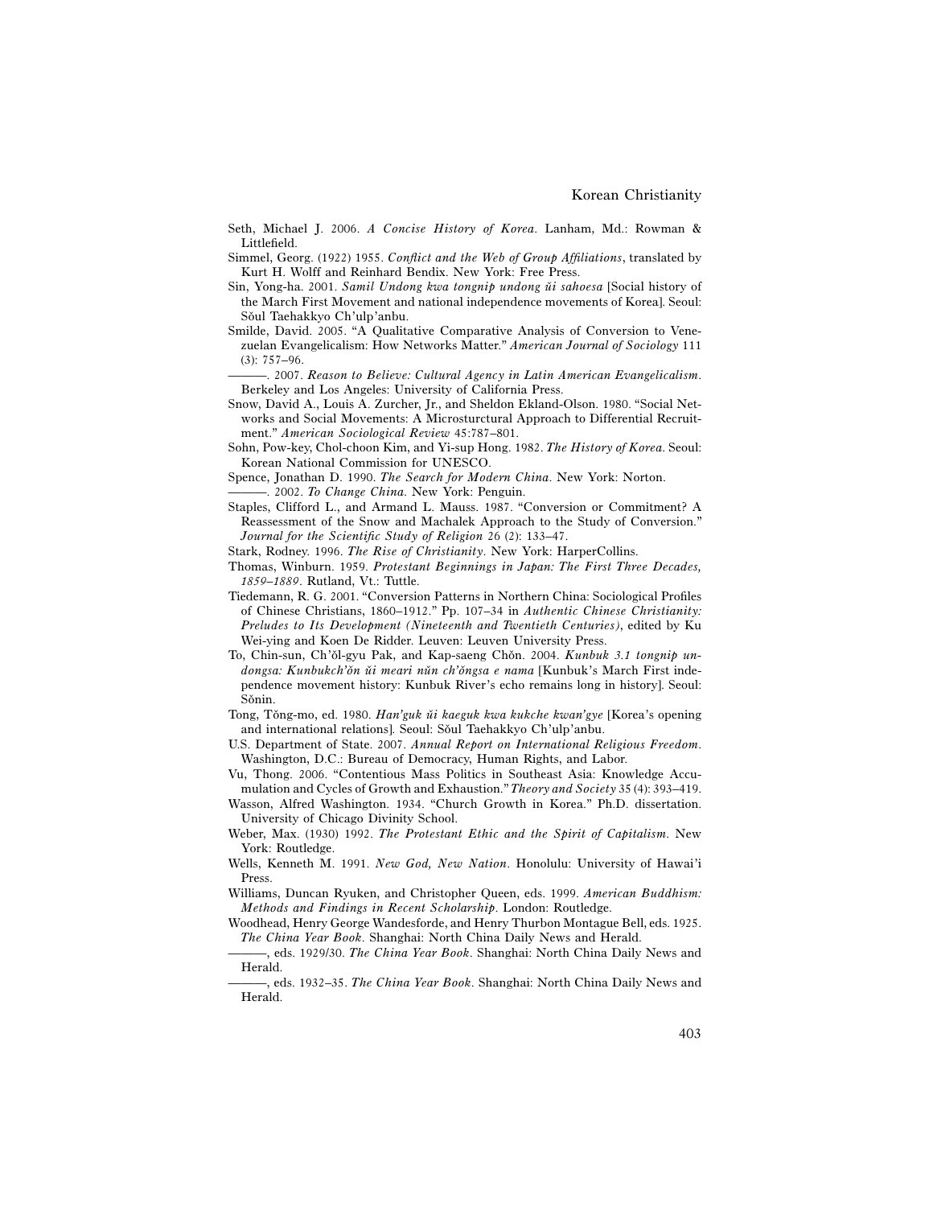Seth, Michael J. 2006. *A Concise History of Korea*. Lanham, Md.: Rowman & Littlefield.

Simmel, Georg. (1922) 1955. *Conflict and the Web of Group Affiliations*, translated by Kurt H. Wolff and Reinhard Bendix. New York: Free Press.

Sin, Yong-ha. 2001. *Samil Undong kwa tongnip undong ŭi sahoesa* [Social history of the March First Movement and national independence movements of Korea]. Seoul: Sŏul Taehakkyo Ch'ulp'anbu.

Smilde, David. 2005. "A Qualitative Comparative Analysis of Conversion to Venezuelan Evangelicalism: How Networks Matter." *American Journal of Sociology* 111 (3): 757–96.

———. 2007. *Reason to Believe: Cultural Agency in Latin American Evangelicalism*. Berkeley and Los Angeles: University of California Press.

Snow, David A., Louis A. Zurcher, Jr., and Sheldon Ekland-Olson. 1980. "Social Networks and Social Movements: A Microsturctural Approach to Differential Recruitment." *American Sociological Review* 45:787–801.

Sohn, Pow-key, Chol-choon Kim, and Yi-sup Hong. 1982. *The History of Korea*. Seoul: Korean National Commission for UNESCO.

Spence, Jonathan D. 1990. *The Search for Modern China*. New York: Norton.

———. 2002. *To Change China*. New York: Penguin.

Staples, Clifford L., and Armand L. Mauss. 1987. "Conversion or Commitment? A Reassessment of the Snow and Machalek Approach to the Study of Conversion." *Journal for the Scientific Study of Religion* 26 (2): 133–47.

Stark, Rodney. 1996. *The Rise of Christianity*. New York: HarperCollins.

Thomas, Winburn. 1959. *Protestant Beginnings in Japan: The First Three Decades, 1859–1889*. Rutland, Vt.: Tuttle.

Tiedemann, R. G. 2001. "Conversion Patterns in Northern China: Sociological Profiles of Chinese Christians, 1860–1912." Pp. 107–34 in *Authentic Chinese Christianity: Preludes to Its Development (Nineteenth and Twentieth Centuries)*, edited by Ku Wei-ying and Koen De Ridder. Leuven: Leuven University Press.

To, Chin-sun, Ch'ŏl-gyu Pak, and Kap-saeng Chŏn. 2004. *Kunbuk 3.1 tongnip undongsa: Kunbukch'ŏn ŭi meari nŭn ch'ŏngsa e nama* [Kunbuk's March First independence movement history: Kunbuk River's echo remains long in history]. Seoul: Sŏnin.

Tong, Tŏng-mo, ed. 1980. *Han'guk ŭi kaeguk kwa kukche kwan'gye* [Korea's opening and international relations]. Seoul: Sŏul Taehakkyo Ch'ulp'anbu.

U.S. Department of State. 2007. *Annual Report on International Religious Freedom*. Washington, D.C.: Bureau of Democracy, Human Rights, and Labor.

Vu, Thong. 2006. "Contentious Mass Politics in Southeast Asia: Knowledge Accumulation and Cycles of Growth and Exhaustion." *Theory and Society* 35 (4): 393–419.

Wasson, Alfred Washington. 1934. "Church Growth in Korea." Ph.D. dissertation. University of Chicago Divinity School.

Weber, Max. (1930) 1992. *The Protestant Ethic and the Spirit of Capitalism*. New York: Routledge.

Wells, Kenneth M. 1991. *New God, New Nation*. Honolulu: University of Hawai'i Press.

Williams, Duncan Ryuken, and Christopher Queen, eds. 1999. *American Buddhism: Methods and Findings in Recent Scholarship*. London: Routledge.

Woodhead, Henry George Wandesforde, and Henry Thurbon Montague Bell, eds. 1925. *The China Year Book*. Shanghai: North China Daily News and Herald.

———, eds. 1929/30. *The China Year Book*. Shanghai: North China Daily News and Herald.

———, eds. 1932–35. *The China Year Book*. Shanghai: North China Daily News and Herald.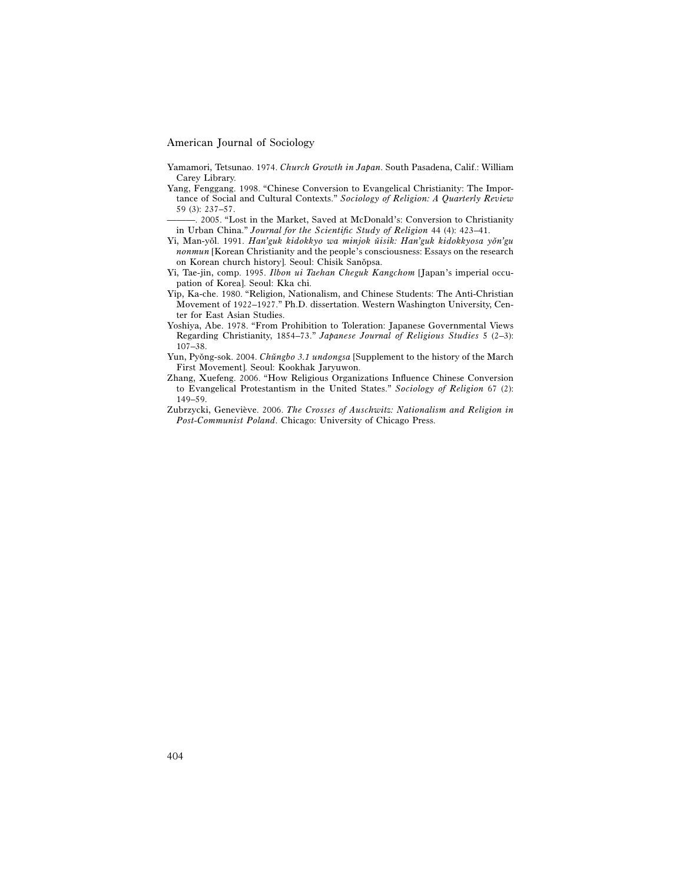Yamamori, Tetsunao. 1974. *Church Growth in Japan*. South Pasadena, Calif.: William Carey Library.

Yang, Fenggang. 1998. "Chinese Conversion to Evangelical Christianity: The Importance of Social and Cultural Contexts." *Sociology of Religion: A Quarterly Review* 59 (3): 237–57.

———. 2005. "Lost in the Market, Saved at McDonald's: Conversion to Christianity in Urban China." *Journal for the Scientific Study of Religion* 44 (4): 423–41.

Yi, Man-yŏl. 1991. *Han'guk kidokkyo wa minjok ŭisik: Han'guk kidokkyosa yŏn'gu nonmun* [Korean Christianity and the people's consciousness: Essays on the research on Korean church history]. Seoul: Chisik Sanŏpsa.

Yi, Tae-jin, comp. 1995. *Ilbon ui Taehan Cheguk Kangchom* [Japan's imperial occupation of Korea]. Seoul: Kka chi.

Yip, Ka-che. 1980. "Religion, Nationalism, and Chinese Students: The Anti-Christian Movement of 1922–1927." Ph.D. dissertation. Western Washington University, Center for East Asian Studies.

Yoshiya, Abe. 1978. "From Prohibition to Toleration: Japanese Governmental Views Regarding Christianity, 1854–73." *Japanese Journal of Religious Studies* 5 (2–3): 107–38.

Yun, Pyŏng-sok. 2004. *Chŭngbo 3.1 undongsa* [Supplement to the history of the March First Movement]. Seoul: Kookhak Jaryuwon.

Zhang, Xuefeng. 2006. "How Religious Organizations Influence Chinese Conversion to Evangelical Protestantism in the United States." *Sociology of Religion* 67 (2): 149–59.

Zubrzycki, Geneviève. 2006. *The Crosses of Auschwitz: Nationalism and Religion in Post-Communist Poland*. Chicago: University of Chicago Press.